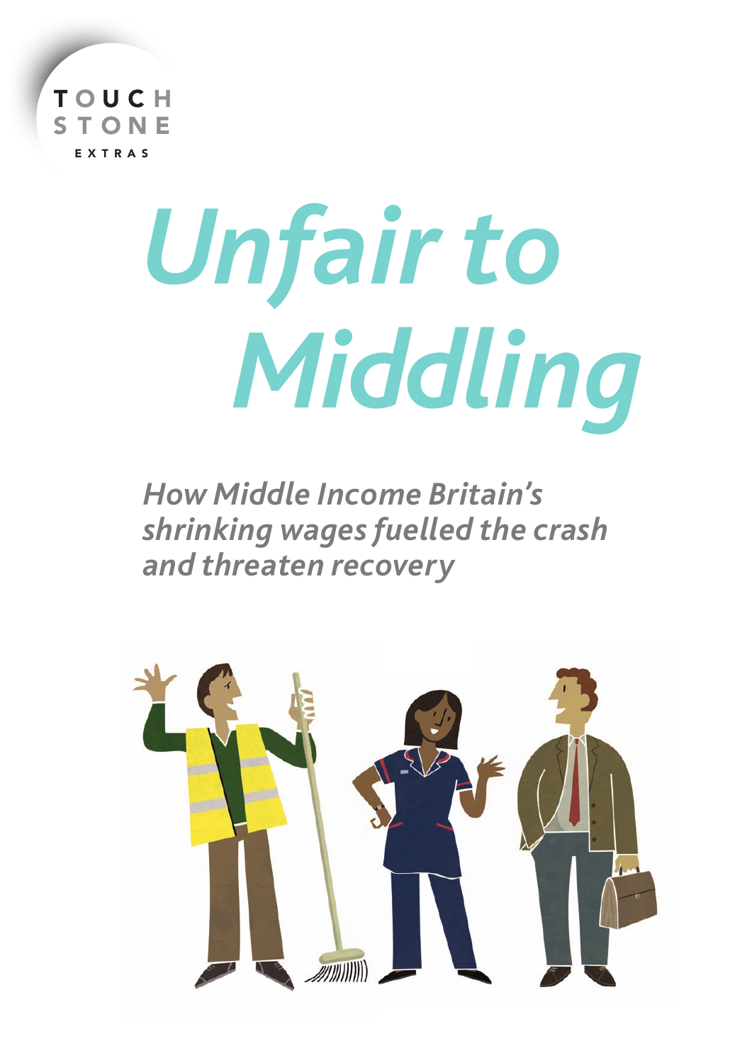TOUCH STONE

EXTRAS

# *Unfair to Middling*

### *How Middle Income Britain's shrinking wages fuelled the crash and threaten recovery*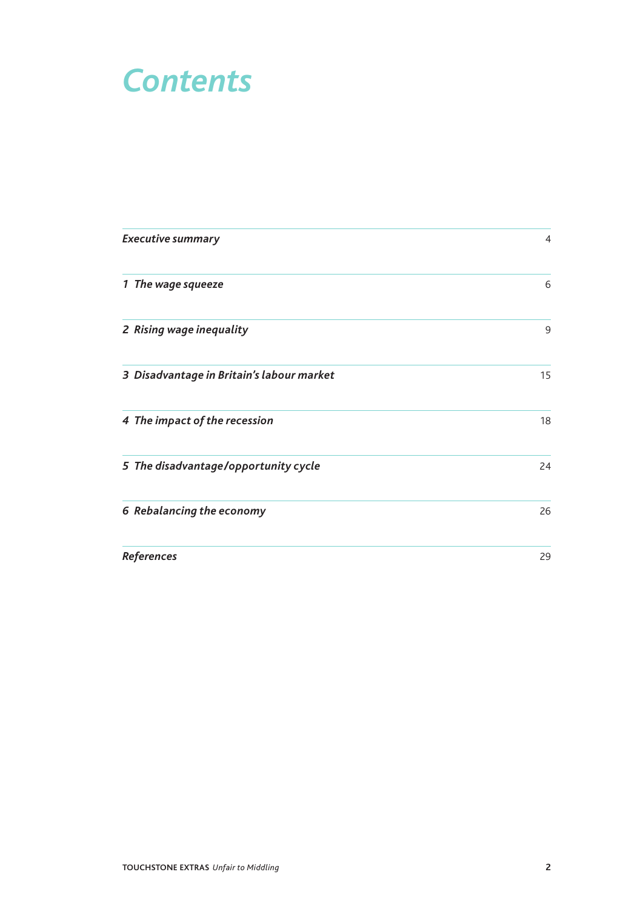# *Contents*

| | |
|---|---|
| ***Executive summary*** | 4 |
| ***1 The wage squeeze*** | 6 |
| ***2 Rising wage inequality*** | 9 |
| ***3 Disadvantage in Britain's labour market*** | 15 |
| ***4 The impact of the recession*** | 18 |
| ***5 The disadvantage/opportunity cycle*** | 24 |
| ***6 Rebalancing the economy*** | 26 |
| ***References*** | 29 |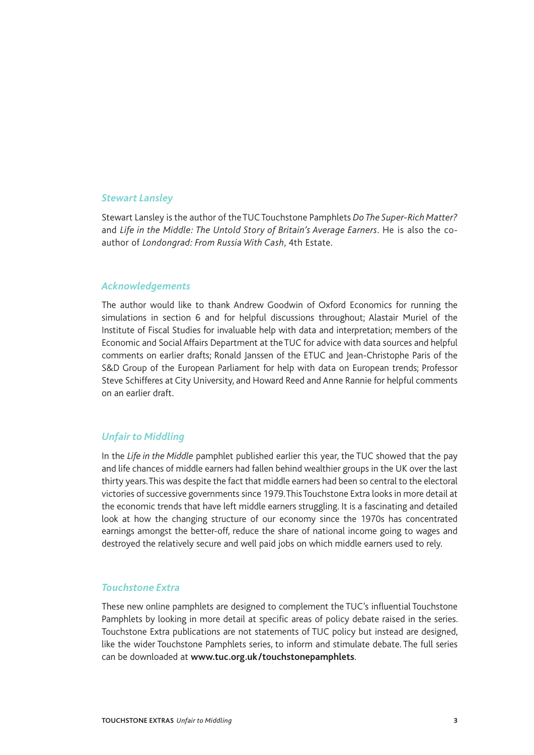## *Stewart Lansley*

Stewart Lansley is the author of the TUC Touchstone Pamphlets *Do The Super-Rich Matter?* and *Life in the Middle: The Untold Story of Britain's Average Earners*. He is also the co-author of *Londongrad: From Russia With Cash*, 4th Estate.

## *Acknowledgements*

The author would like to thank Andrew Goodwin of Oxford Economics for running the simulations in section 6 and for helpful discussions throughout; Alastair Muriel of the Institute of Fiscal Studies for invaluable help with data and interpretation; members of the Economic and Social Affairs Department at the TUC for advice with data sources and helpful comments on earlier drafts; Ronald Janssen of the ETUC and Jean-Christophe Paris of the S&D Group of the European Parliament for help with data on European trends; Professor Steve Schifferes at City University, and Howard Reed and Anne Rannie for helpful comments on an earlier draft.

## *Unfair to Middling*

In the *Life in the Middle* pamphlet published earlier this year, the TUC showed that the pay and life chances of middle earners had fallen behind wealthier groups in the UK over the last thirty years. This was despite the fact that middle earners had been so central to the electoral victories of successive governments since 1979. This Touchstone Extra looks in more detail at the economic trends that have left middle earners struggling. It is a fascinating and detailed look at how the changing structure of our economy since the 1970s has concentrated earnings amongst the better-off, reduce the share of national income going to wages and destroyed the relatively secure and well paid jobs on which middle earners used to rely.

## *Touchstone Extra*

These new online pamphlets are designed to complement the TUC's influential Touchstone Pamphlets by looking in more detail at specific areas of policy debate raised in the series. Touchstone Extra publications are not statements of TUC policy but instead are designed, like the wider Touchstone Pamphlets series, to inform and stimulate debate. The full series can be downloaded at **www.tuc.org.uk/touchstonepamphlets**.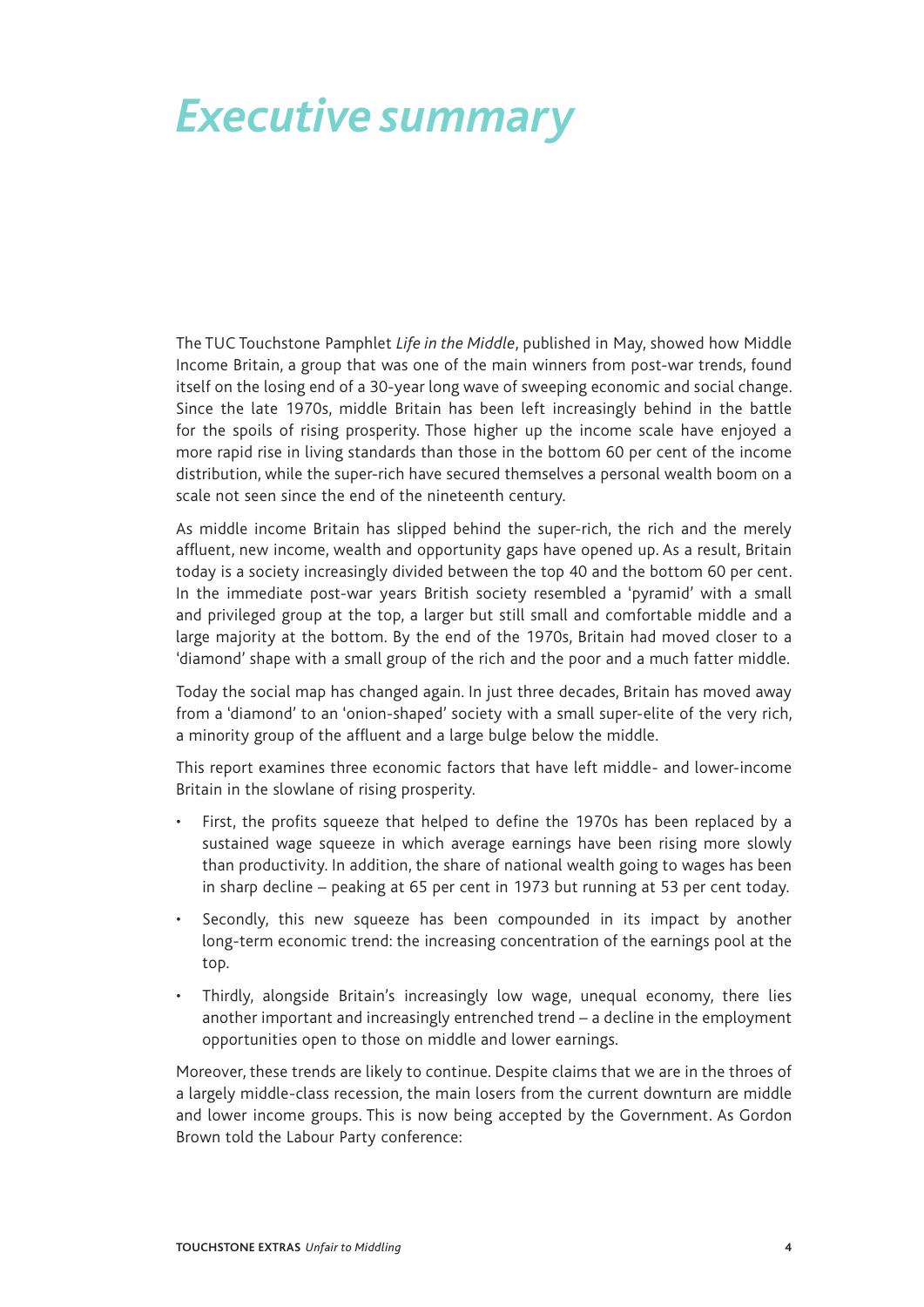# Executive summary

The TUC Touchstone Pamphlet *Life in the Middle*, published in May, showed how Middle Income Britain, a group that was one of the main winners from post-war trends, found itself on the losing end of a 30-year long wave of sweeping economic and social change. Since the late 1970s, middle Britain has been left increasingly behind in the battle for the spoils of rising prosperity. Those higher up the income scale have enjoyed a more rapid rise in living standards than those in the bottom 60 per cent of the income distribution, while the super-rich have secured themselves a personal wealth boom on a scale not seen since the end of the nineteenth century.

As middle income Britain has slipped behind the super-rich, the rich and the merely affluent, new income, wealth and opportunity gaps have opened up. As a result, Britain today is a society increasingly divided between the top 40 and the bottom 60 per cent. In the immediate post-war years British society resembled a 'pyramid' with a small and privileged group at the top, a larger but still small and comfortable middle and a large majority at the bottom. By the end of the 1970s, Britain had moved closer to a 'diamond' shape with a small group of the rich and the poor and a much fatter middle.

Today the social map has changed again. In just three decades, Britain has moved away from a 'diamond' to an 'onion-shaped' society with a small super-elite of the very rich, a minority group of the affluent and a large bulge below the middle.

This report examines three economic factors that have left middle- and lower-income Britain in the slowlane of rising prosperity.

- First, the profits squeeze that helped to define the 1970s has been replaced by a sustained wage squeeze in which average earnings have been rising more slowly than productivity. In addition, the share of national wealth going to wages has been in sharp decline – peaking at 65 per cent in 1973 but running at 53 per cent today.
- Secondly, this new squeeze has been compounded in its impact by another long-term economic trend: the increasing concentration of the earnings pool at the top.
- Thirdly, alongside Britain's increasingly low wage, unequal economy, there lies another important and increasingly entrenched trend – a decline in the employment opportunities open to those on middle and lower earnings.

Moreover, these trends are likely to continue. Despite claims that we are in the throes of a largely middle-class recession, the main losers from the current downturn are middle and lower income groups. This is now being accepted by the Government. As Gordon Brown told the Labour Party conference: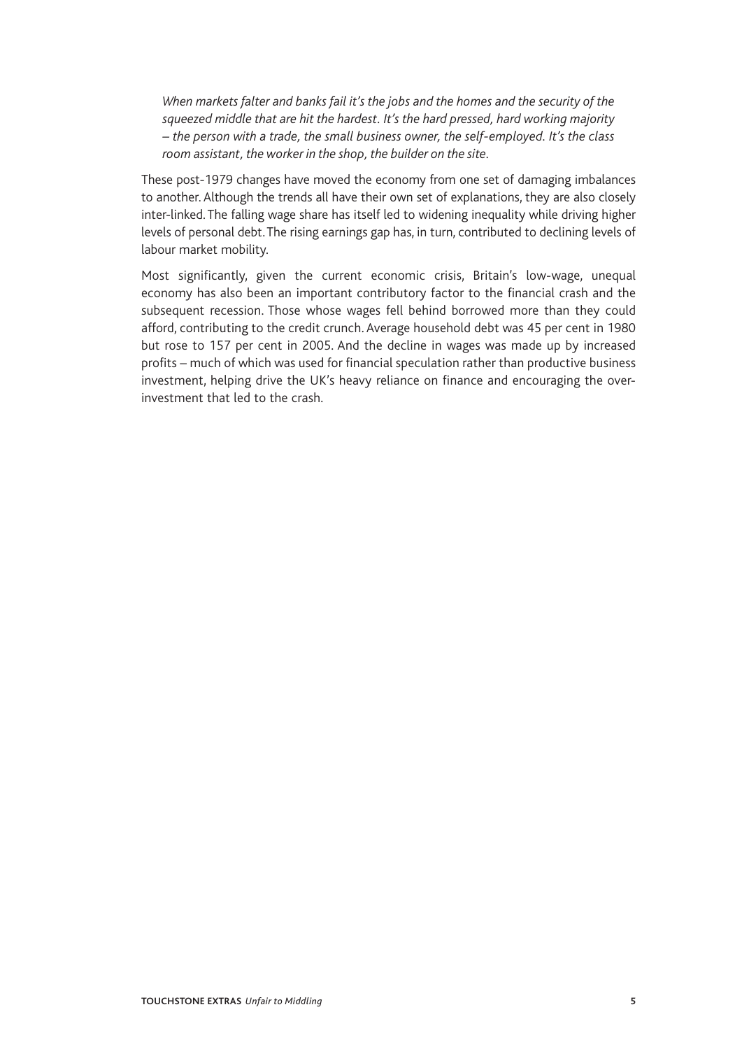*When markets falter and banks fail it's the jobs and the homes and the security of the squeezed middle that are hit the hardest. It's the hard pressed, hard working majority – the person with a trade, the small business owner, the self-employed. It's the class room assistant, the worker in the shop, the builder on the site.*

These post-1979 changes have moved the economy from one set of damaging imbalances to another. Although the trends all have their own set of explanations, they are also closely inter-linked. The falling wage share has itself led to widening inequality while driving higher levels of personal debt. The rising earnings gap has, in turn, contributed to declining levels of labour market mobility.

Most significantly, given the current economic crisis, Britain's low-wage, unequal economy has also been an important contributory factor to the financial crash and the subsequent recession. Those whose wages fell behind borrowed more than they could afford, contributing to the credit crunch. Average household debt was 45 per cent in 1980 but rose to 157 per cent in 2005. And the decline in wages was made up by increased profits – much of which was used for financial speculation rather than productive business investment, helping drive the UK's heavy reliance on finance and encouraging the over-investment that led to the crash.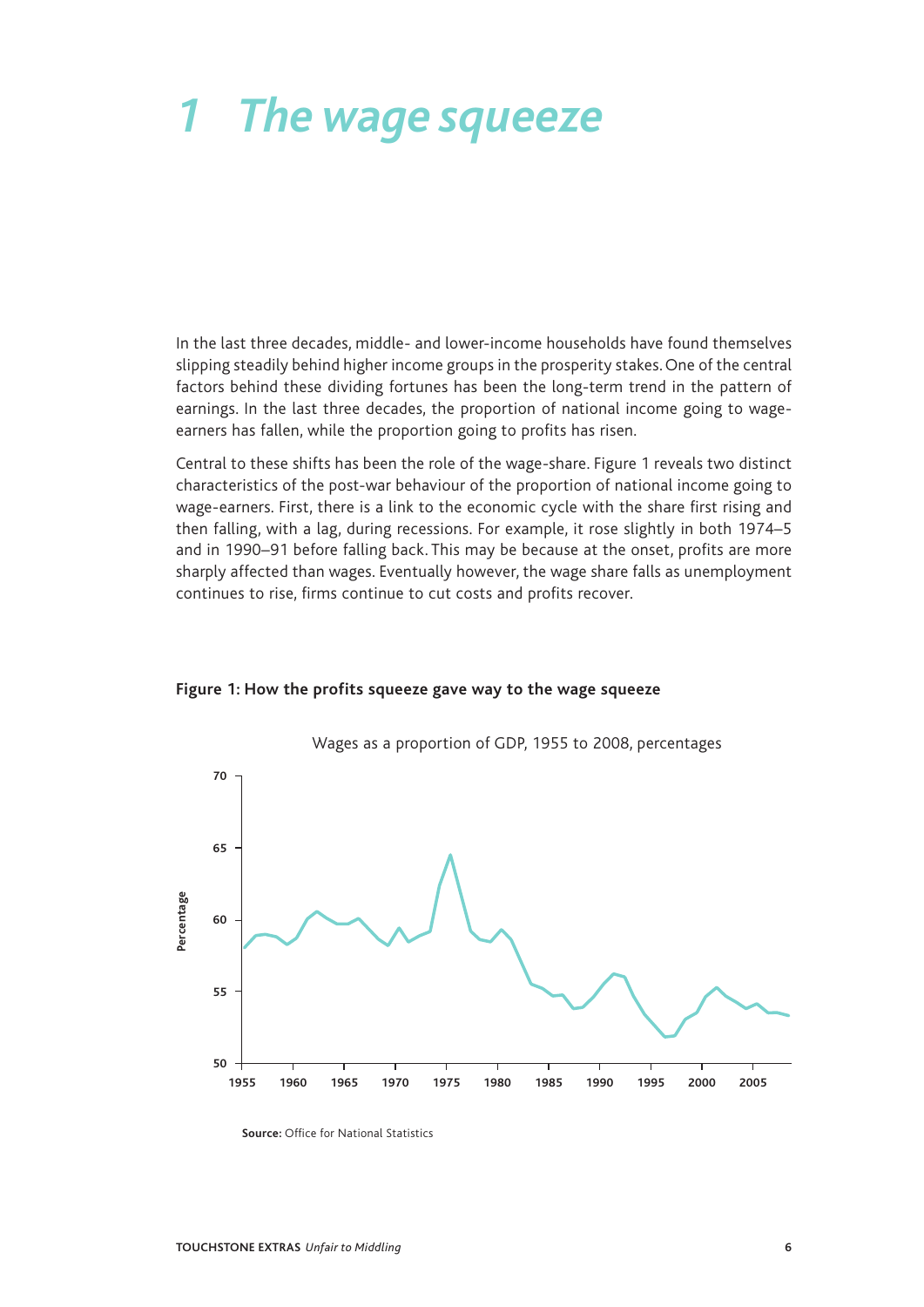# 1 The wage squeeze

In the last three decades, middle- and lower-income households have found themselves slipping steadily behind higher income groups in the prosperity stakes. One of the central factors behind these dividing fortunes has been the long-term trend in the pattern of earnings. In the last three decades, the proportion of national income going to wage-earners has fallen, while the proportion going to profits has risen.

Central to these shifts has been the role of the wage-share. Figure 1 reveals two distinct characteristics of the post-war behaviour of the proportion of national income going to wage-earners. First, there is a link to the economic cycle with the share first rising and then falling, with a lag, during recessions. For example, it rose slightly in both 1974–5 and in 1990–91 before falling back. This may be because at the onset, profits are more sharply affected than wages. Eventually however, the wage share falls as unemployment continues to rise, firms continue to cut costs and profits recover.

**Figure 1: How the profits squeeze gave way to the wage squeeze**

Wages as a proportion of GDP, 1955 to 2008, percentages

**Source:** Office for National Statistics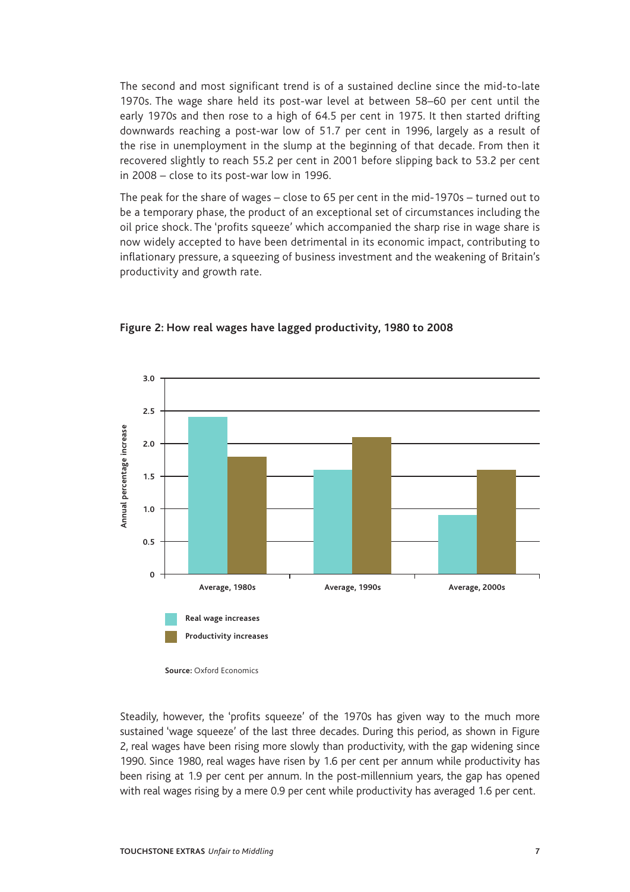The second and most significant trend is of a sustained decline since the mid-to-late 1970s. The wage share held its post-war level at between 58–60 per cent until the early 1970s and then rose to a high of 64.5 per cent in 1975. It then started drifting downwards reaching a post-war low of 51.7 per cent in 1996, largely as a result of the rise in unemployment in the slump at the beginning of that decade. From then it recovered slightly to reach 55.2 per cent in 2001 before slipping back to 53.2 per cent in 2008 – close to its post-war low in 1996.

The peak for the share of wages – close to 65 per cent in the mid-1970s – turned out to be a temporary phase, the product of an exceptional set of circumstances including the oil price shock. The 'profits squeeze' which accompanied the sharp rise in wage share is now widely accepted to have been detrimental in its economic impact, contributing to inflationary pressure, a squeezing of business investment and the weakening of Britain's productivity and growth rate.

**Figure 2: How real wages have lagged productivity, 1980 to 2008**

| Annual percentage increase | Average, 1980s | Average, 1990s | Average, 2000s |
|---|---|---|---|
| Real wage increases | 2.4 | 1.6 | 0.9 |
| Productivity increases | 1.8 | 2.1 | 1.6 |

**Source:** Oxford Economics

Steadily, however, the 'profits squeeze' of the 1970s has given way to the much more sustained 'wage squeeze' of the last three decades. During this period, as shown in Figure 2, real wages have been rising more slowly than productivity, with the gap widening since 1990. Since 1980, real wages have risen by 1.6 per cent per annum while productivity has been rising at 1.9 per cent per annum. In the post-millennium years, the gap has opened with real wages rising by a mere 0.9 per cent while productivity has averaged 1.6 per cent.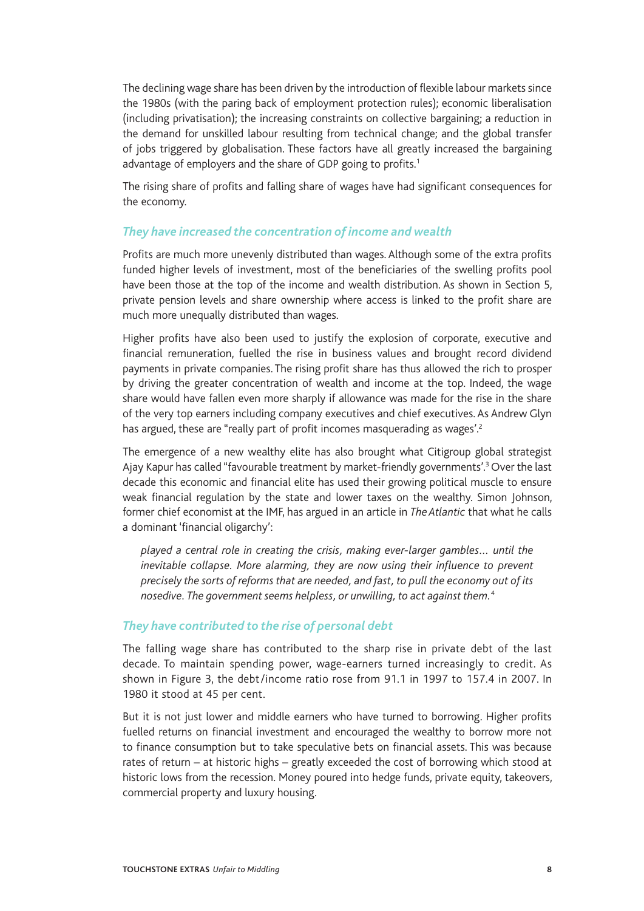The declining wage share has been driven by the introduction of flexible labour markets since the 1980s (with the paring back of employment protection rules); economic liberalisation (including privatisation); the increasing constraints on collective bargaining; a reduction in the demand for unskilled labour resulting from technical change; and the global transfer of jobs triggered by globalisation. These factors have all greatly increased the bargaining advantage of employers and the share of GDP going to profits.[1]

The rising share of profits and falling share of wages have had significant consequences for the economy.

### *They have increased the concentration of income and wealth*

Profits are much more unevenly distributed than wages. Although some of the extra profits funded higher levels of investment, most of the beneficiaries of the swelling profits pool have been those at the top of the income and wealth distribution. As shown in Section 5, private pension levels and share ownership where access is linked to the profit share are much more unequally distributed than wages.

Higher profits have also been used to justify the explosion of corporate, executive and financial remuneration, fuelled the rise in business values and brought record dividend payments in private companies. The rising profit share has thus allowed the rich to prosper by driving the greater concentration of wealth and income at the top. Indeed, the wage share would have fallen even more sharply if allowance was made for the rise in the share of the very top earners including company executives and chief executives. As Andrew Glyn has argued, these are "really part of profit incomes masquerading as wages'.[2]

The emergence of a new wealthy elite has also brought what Citigroup global strategist Ajay Kapur has called "favourable treatment by market-friendly governments'.[3] Over the last decade this economic and financial elite has used their growing political muscle to ensure weak financial regulation by the state and lower taxes on the wealthy. Simon Johnson, former chief economist at the IMF, has argued in an article in *The Atlantic* that what he calls a dominant 'financial oligarchy':

> *played a central role in creating the crisis, making ever-larger gambles… until the inevitable collapse. More alarming, they are now using their influence to prevent precisely the sorts of reforms that are needed, and fast, to pull the economy out of its nosedive. The government seems helpless, or unwilling, to act against them.*[4]

### *They have contributed to the rise of personal debt*

The falling wage share has contributed to the sharp rise in private debt of the last decade. To maintain spending power, wage-earners turned increasingly to credit. As shown in Figure 3, the debt/income ratio rose from 91.1 in 1997 to 157.4 in 2007. In 1980 it stood at 45 per cent.

But it is not just lower and middle earners who have turned to borrowing. Higher profits fuelled returns on financial investment and encouraged the wealthy to borrow more not to finance consumption but to take speculative bets on financial assets. This was because rates of return – at historic highs – greatly exceeded the cost of borrowing which stood at historic lows from the recession. Money poured into hedge funds, private equity, takeovers, commercial property and luxury housing.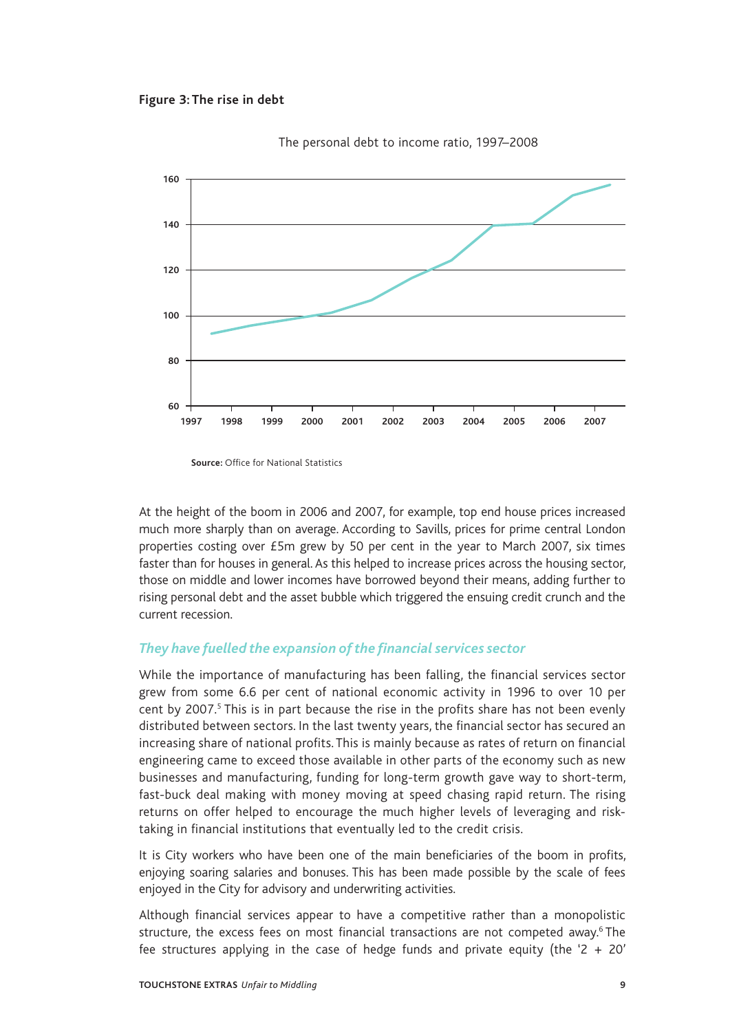**Figure 3: The rise in debt**

The personal debt to income ratio, 1997–2008

**Source:** Office for National Statistics

At the height of the boom in 2006 and 2007, for example, top end house prices increased much more sharply than on average. According to Savills, prices for prime central London properties costing over £5m grew by 50 per cent in the year to March 2007, six times faster than for houses in general. As this helped to increase prices across the housing sector, those on middle and lower incomes have borrowed beyond their means, adding further to rising personal debt and the asset bubble which triggered the ensuing credit crunch and the current recession.

### *They have fuelled the expansion of the financial services sector*

While the importance of manufacturing has been falling, the financial services sector grew from some 6.6 per cent of national economic activity in 1996 to over 10 per cent by 2007.[5] This is in part because the rise in the profits share has not been evenly distributed between sectors. In the last twenty years, the financial sector has secured an increasing share of national profits. This is mainly because as rates of return on financial engineering came to exceed those available in other parts of the economy such as new businesses and manufacturing, funding for long-term growth gave way to short-term, fast-buck deal making with money moving at speed chasing rapid return. The rising returns on offer helped to encourage the much higher levels of leveraging and risk-taking in financial institutions that eventually led to the credit crisis.

It is City workers who have been one of the main beneficiaries of the boom in profits, enjoying soaring salaries and bonuses. This has been made possible by the scale of fees enjoyed in the City for advisory and underwriting activities.

Although financial services appear to have a competitive rather than a monopolistic structure, the excess fees on most financial transactions are not competed away.[6] The fee structures applying in the case of hedge funds and private equity (the '2 + 20'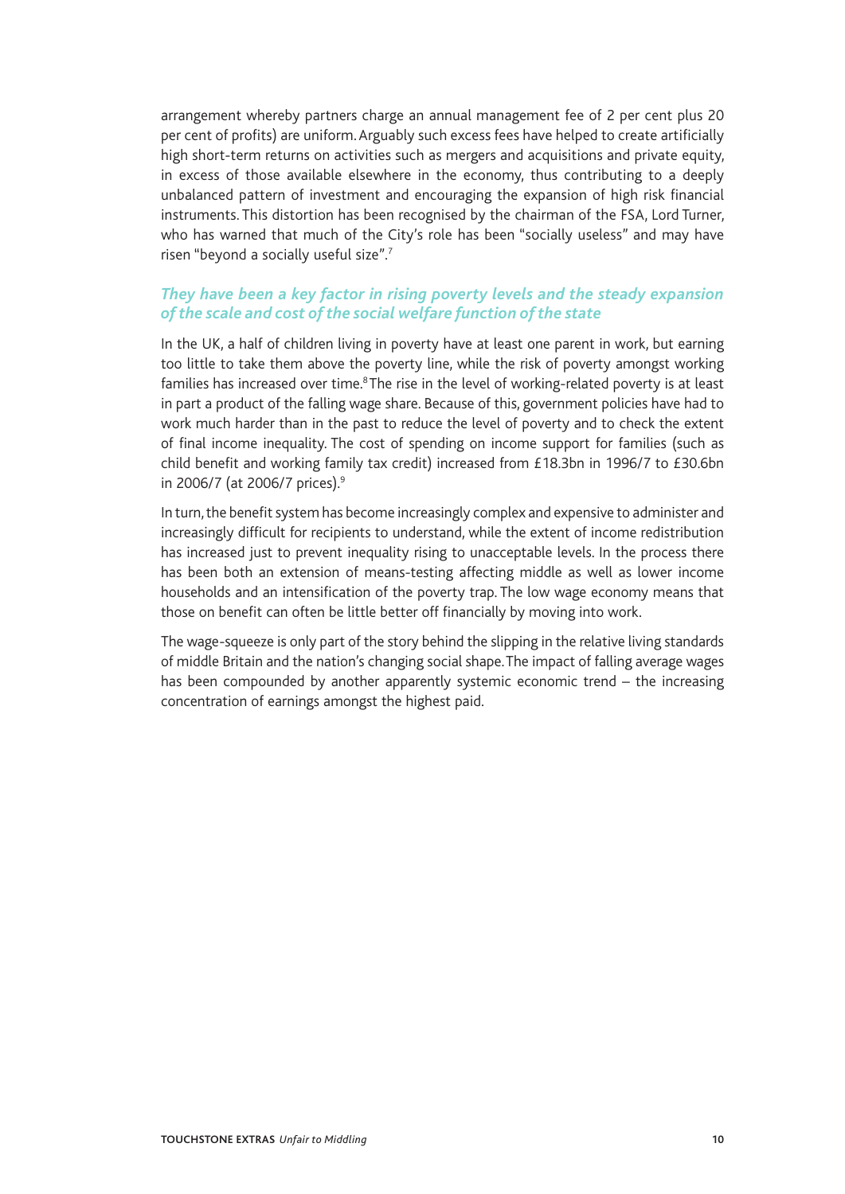arrangement whereby partners charge an annual management fee of 2 per cent plus 20 per cent of profits) are uniform. Arguably such excess fees have helped to create artificially high short-term returns on activities such as mergers and acquisitions and private equity, in excess of those available elsewhere in the economy, thus contributing to a deeply unbalanced pattern of investment and encouraging the expansion of high risk financial instruments. This distortion has been recognised by the chairman of the FSA, Lord Turner, who has warned that much of the City's role has been "socially useless" and may have risen "beyond a socially useful size".[7]

### *They have been a key factor in rising poverty levels and the steady expansion of the scale and cost of the social welfare function of the state*

In the UK, a half of children living in poverty have at least one parent in work, but earning too little to take them above the poverty line, while the risk of poverty amongst working families has increased over time.[8] The rise in the level of working-related poverty is at least in part a product of the falling wage share. Because of this, government policies have had to work much harder than in the past to reduce the level of poverty and to check the extent of final income inequality. The cost of spending on income support for families (such as child benefit and working family tax credit) increased from £18.3bn in 1996/7 to £30.6bn in 2006/7 (at 2006/7 prices).[9]

In turn, the benefit system has become increasingly complex and expensive to administer and increasingly difficult for recipients to understand, while the extent of income redistribution has increased just to prevent inequality rising to unacceptable levels. In the process there has been both an extension of means-testing affecting middle as well as lower income households and an intensification of the poverty trap. The low wage economy means that those on benefit can often be little better off financially by moving into work.

The wage-squeeze is only part of the story behind the slipping in the relative living standards of middle Britain and the nation's changing social shape. The impact of falling average wages has been compounded by another apparently systemic economic trend – the increasing concentration of earnings amongst the highest paid.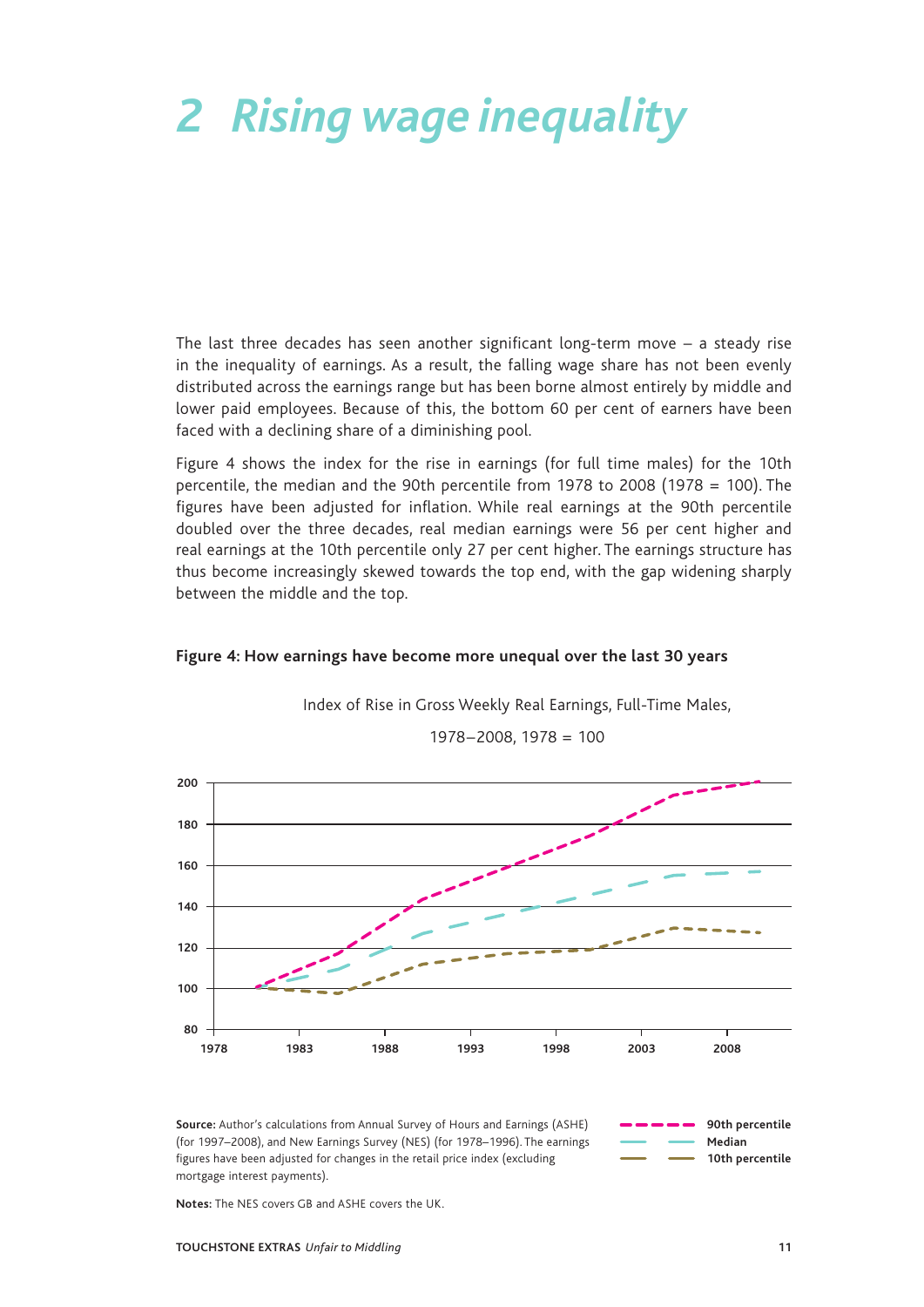# 2 Rising wage inequality

The last three decades has seen another significant long-term move – a steady rise in the inequality of earnings. As a result, the falling wage share has not been evenly distributed across the earnings range but has been borne almost entirely by middle and lower paid employees. Because of this, the bottom 60 per cent of earners have been faced with a declining share of a diminishing pool.

Figure 4 shows the index for the rise in earnings (for full time males) for the 10th percentile, the median and the 90th percentile from 1978 to 2008 (1978 = 100). The figures have been adjusted for inflation. While real earnings at the 90th percentile doubled over the three decades, real median earnings were 56 per cent higher and real earnings at the 10th percentile only 27 per cent higher. The earnings structure has thus become increasingly skewed towards the top end, with the gap widening sharply between the middle and the top.

**Figure 4: How earnings have become more unequal over the last 30 years**

Index of Rise in Gross Weekly Real Earnings, Full-Time Males, 1978–2008, 1978 = 100

**Source:** Author's calculations from Annual Survey of Hours and Earnings (ASHE) (for 1997–2008), and New Earnings Survey (NES) (for 1978–1996). The earnings figures have been adjusted for changes in the retail price index (excluding mortgage interest payments).

**Notes:** The NES covers GB and ASHE covers the UK.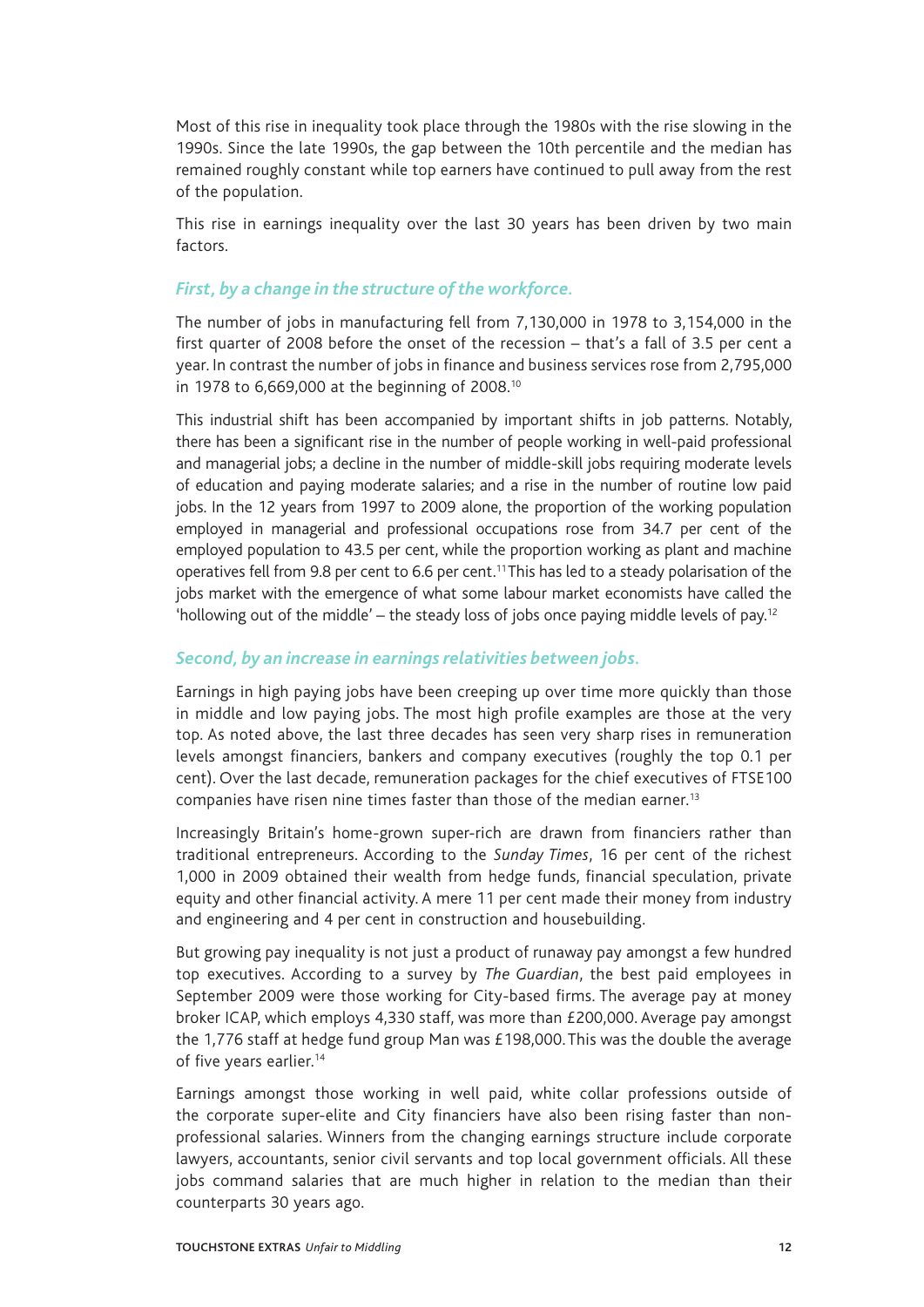Most of this rise in inequality took place through the 1980s with the rise slowing in the 1990s. Since the late 1990s, the gap between the 10th percentile and the median has remained roughly constant while top earners have continued to pull away from the rest of the population.

This rise in earnings inequality over the last 30 years has been driven by two main factors.

### *First, by a change in the structure of the workforce.*

The number of jobs in manufacturing fell from 7,130,000 in 1978 to 3,154,000 in the first quarter of 2008 before the onset of the recession – that's a fall of 3.5 per cent a year. In contrast the number of jobs in finance and business services rose from 2,795,000 in 1978 to 6,669,000 at the beginning of 2008.[10]

This industrial shift has been accompanied by important shifts in job patterns. Notably, there has been a significant rise in the number of people working in well-paid professional and managerial jobs; a decline in the number of middle-skill jobs requiring moderate levels of education and paying moderate salaries; and a rise in the number of routine low paid jobs. In the 12 years from 1997 to 2009 alone, the proportion of the working population employed in managerial and professional occupations rose from 34.7 per cent of the employed population to 43.5 per cent, while the proportion working as plant and machine operatives fell from 9.8 per cent to 6.6 per cent.[11] This has led to a steady polarisation of the jobs market with the emergence of what some labour market economists have called the 'hollowing out of the middle' – the steady loss of jobs once paying middle levels of pay.[12]

### *Second, by an increase in earnings relativities between jobs.*

Earnings in high paying jobs have been creeping up over time more quickly than those in middle and low paying jobs. The most high profile examples are those at the very top. As noted above, the last three decades has seen very sharp rises in remuneration levels amongst financiers, bankers and company executives (roughly the top 0.1 per cent). Over the last decade, remuneration packages for the chief executives of FTSE100 companies have risen nine times faster than those of the median earner.[13]

Increasingly Britain's home-grown super-rich are drawn from financiers rather than traditional entrepreneurs. According to the *Sunday Times*, 16 per cent of the richest 1,000 in 2009 obtained their wealth from hedge funds, financial speculation, private equity and other financial activity. A mere 11 per cent made their money from industry and engineering and 4 per cent in construction and housebuilding.

But growing pay inequality is not just a product of runaway pay amongst a few hundred top executives. According to a survey by *The Guardian*, the best paid employees in September 2009 were those working for City-based firms. The average pay at money broker ICAP, which employs 4,330 staff, was more than £200,000. Average pay amongst the 1,776 staff at hedge fund group Man was £198,000. This was the double the average of five years earlier.[14]

Earnings amongst those working in well paid, white collar professions outside of the corporate super-elite and City financiers have also been rising faster than non-professional salaries. Winners from the changing earnings structure include corporate lawyers, accountants, senior civil servants and top local government officials. All these jobs command salaries that are much higher in relation to the median than their counterparts 30 years ago.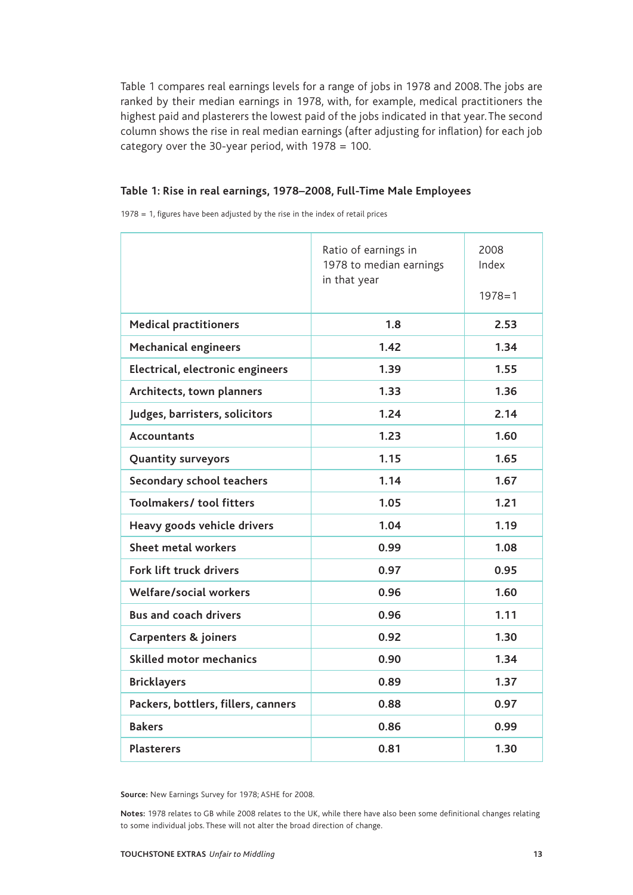Table 1 compares real earnings levels for a range of jobs in 1978 and 2008. The jobs are ranked by their median earnings in 1978, with, for example, medical practitioners the highest paid and plasterers the lowest paid of the jobs indicated in that year. The second column shows the rise in real median earnings (after adjusting for inflation) for each job category over the 30-year period, with 1978 = 100.

**Table 1: Rise in real earnings, 1978–2008, Full-Time Male Employees**

1978 = 1, figures have been adjusted by the rise in the index of retail prices

| | Ratio of earnings in 1978 to median earnings in that year | 2008 Index 1978=1 |
|---|---|---|
| **Medical practitioners** | **1.8** | **2.53** |
| **Mechanical engineers** | **1.42** | **1.34** |
| **Electrical, electronic engineers** | **1.39** | **1.55** |
| **Architects, town planners** | **1.33** | **1.36** |
| **Judges, barristers, solicitors** | **1.24** | **2.14** |
| **Accountants** | **1.23** | **1.60** |
| **Quantity surveyors** | **1.15** | **1.65** |
| **Secondary school teachers** | **1.14** | **1.67** |
| **Toolmakers/ tool fitters** | **1.05** | **1.21** |
| **Heavy goods vehicle drivers** | **1.04** | **1.19** |
| **Sheet metal workers** | **0.99** | **1.08** |
| **Fork lift truck drivers** | **0.97** | **0.95** |
| **Welfare/social workers** | **0.96** | **1.60** |
| **Bus and coach drivers** | **0.96** | **1.11** |
| **Carpenters & joiners** | **0.92** | **1.30** |
| **Skilled motor mechanics** | **0.90** | **1.34** |
| **Bricklayers** | **0.89** | **1.37** |
| **Packers, bottlers, fillers, canners** | **0.88** | **0.97** |
| **Bakers** | **0.86** | **0.99** |
| **Plasterers** | **0.81** | **1.30** |

**Source:** New Earnings Survey for 1978; ASHE for 2008.

**Notes:** 1978 relates to GB while 2008 relates to the UK, while there have also been some definitional changes relating to some individual jobs. These will not alter the broad direction of change.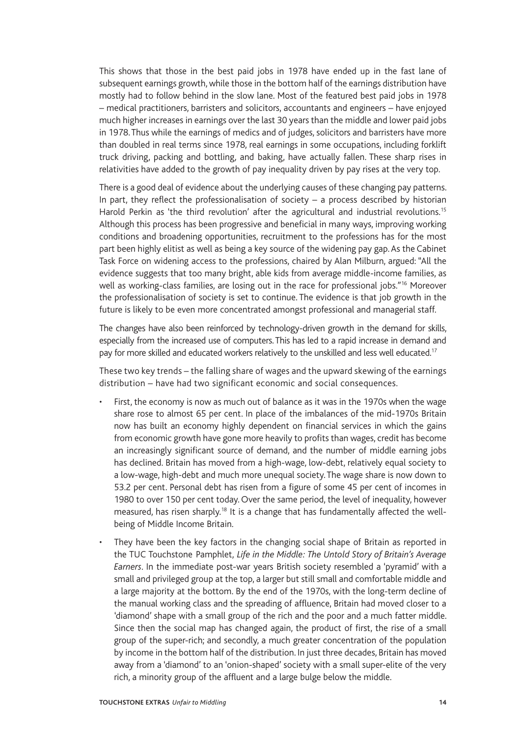This shows that those in the best paid jobs in 1978 have ended up in the fast lane of subsequent earnings growth, while those in the bottom half of the earnings distribution have mostly had to follow behind in the slow lane. Most of the featured best paid jobs in 1978 – medical practitioners, barristers and solicitors, accountants and engineers – have enjoyed much higher increases in earnings over the last 30 years than the middle and lower paid jobs in 1978. Thus while the earnings of medics and of judges, solicitors and barristers have more than doubled in real terms since 1978, real earnings in some occupations, including forklift truck driving, packing and bottling, and baking, have actually fallen. These sharp rises in relativities have added to the growth of pay inequality driven by pay rises at the very top.

There is a good deal of evidence about the underlying causes of these changing pay patterns. In part, they reflect the professionalisation of society – a process described by historian Harold Perkin as 'the third revolution' after the agricultural and industrial revolutions.[15] Although this process has been progressive and beneficial in many ways, improving working conditions and broadening opportunities, recruitment to the professions has for the most part been highly elitist as well as being a key source of the widening pay gap. As the Cabinet Task Force on widening access to the professions, chaired by Alan Milburn, argued: "All the evidence suggests that too many bright, able kids from average middle-income families, as well as working-class families, are losing out in the race for professional jobs."[16] Moreover the professionalisation of society is set to continue. The evidence is that job growth in the future is likely to be even more concentrated amongst professional and managerial staff.

The changes have also been reinforced by technology-driven growth in the demand for skills, especially from the increased use of computers. This has led to a rapid increase in demand and pay for more skilled and educated workers relatively to the unskilled and less well educated.[17]

These two key trends – the falling share of wages and the upward skewing of the earnings distribution – have had two significant economic and social consequences.

- First, the economy is now as much out of balance as it was in the 1970s when the wage share rose to almost 65 per cent. In place of the imbalances of the mid-1970s Britain now has built an economy highly dependent on financial services in which the gains from economic growth have gone more heavily to profits than wages, credit has become an increasingly significant source of demand, and the number of middle earning jobs has declined. Britain has moved from a high-wage, low-debt, relatively equal society to a low-wage, high-debt and much more unequal society. The wage share is now down to 53.2 per cent. Personal debt has risen from a figure of some 45 per cent of incomes in 1980 to over 150 per cent today. Over the same period, the level of inequality, however measured, has risen sharply.[18] It is a change that has fundamentally affected the well-being of Middle Income Britain.

- They have been the key factors in the changing social shape of Britain as reported in the TUC Touchstone Pamphlet, *Life in the Middle: The Untold Story of Britain's Average Earners*. In the immediate post-war years British society resembled a 'pyramid' with a small and privileged group at the top, a larger but still small and comfortable middle and a large majority at the bottom. By the end of the 1970s, with the long-term decline of the manual working class and the spreading of affluence, Britain had moved closer to a 'diamond' shape with a small group of the rich and the poor and a much fatter middle. Since then the social map has changed again, the product of first, the rise of a small group of the super-rich; and secondly, a much greater concentration of the population by income in the bottom half of the distribution. In just three decades, Britain has moved away from a 'diamond' to an 'onion-shaped' society with a small super-elite of the very rich, a minority group of the affluent and a large bulge below the middle.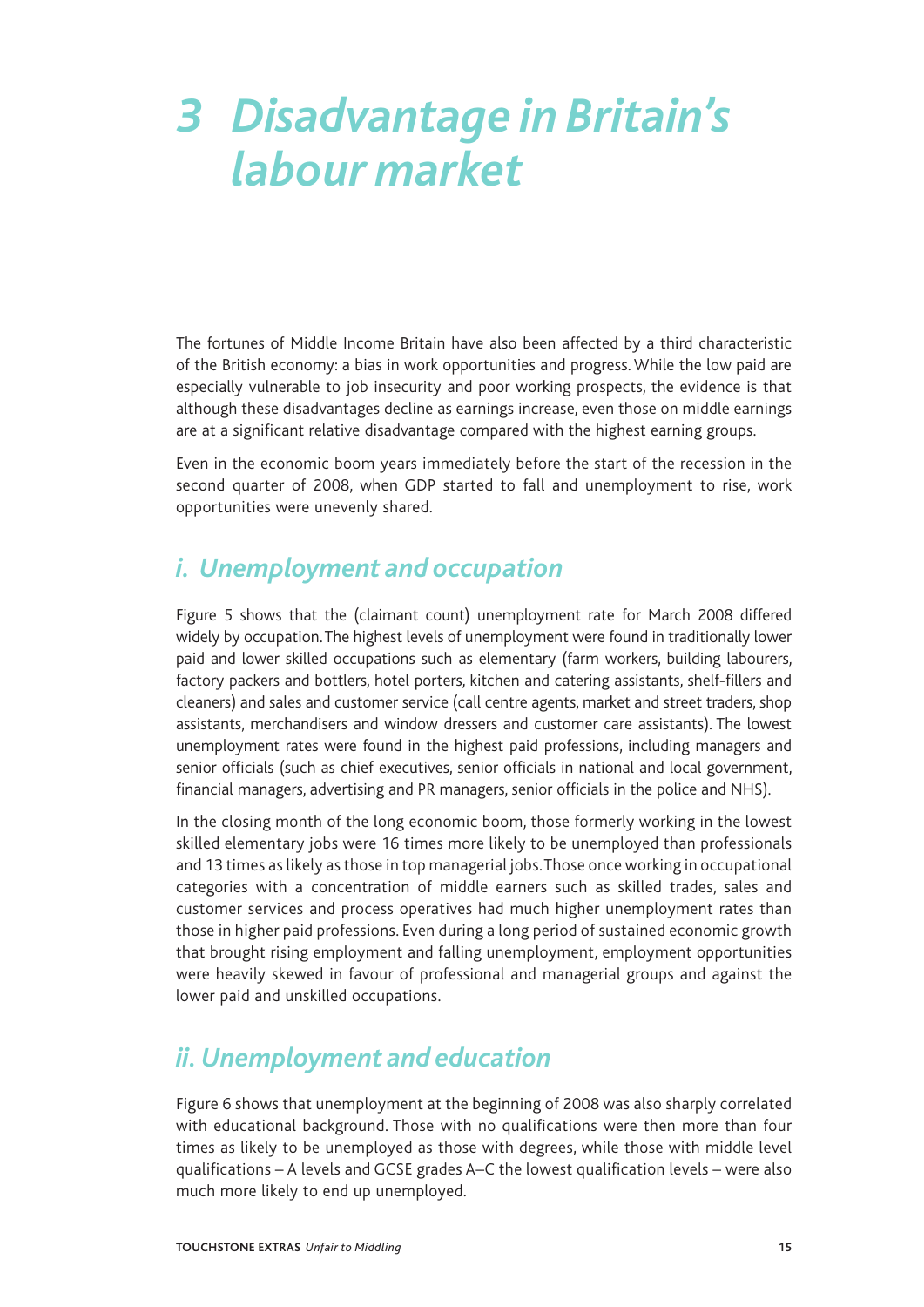# 3 Disadvantage in Britain's labour market

The fortunes of Middle Income Britain have also been affected by a third characteristic of the British economy: a bias in work opportunities and progress. While the low paid are especially vulnerable to job insecurity and poor working prospects, the evidence is that although these disadvantages decline as earnings increase, even those on middle earnings are at a significant relative disadvantage compared with the highest earning groups.

Even in the economic boom years immediately before the start of the recession in the second quarter of 2008, when GDP started to fall and unemployment to rise, work opportunities were unevenly shared.

## i. Unemployment and occupation

Figure 5 shows that the (claimant count) unemployment rate for March 2008 differed widely by occupation. The highest levels of unemployment were found in traditionally lower paid and lower skilled occupations such as elementary (farm workers, building labourers, factory packers and bottlers, hotel porters, kitchen and catering assistants, shelf-fillers and cleaners) and sales and customer service (call centre agents, market and street traders, shop assistants, merchandisers and window dressers and customer care assistants). The lowest unemployment rates were found in the highest paid professions, including managers and senior officials (such as chief executives, senior officials in national and local government, financial managers, advertising and PR managers, senior officials in the police and NHS).

In the closing month of the long economic boom, those formerly working in the lowest skilled elementary jobs were 16 times more likely to be unemployed than professionals and 13 times as likely as those in top managerial jobs. Those once working in occupational categories with a concentration of middle earners such as skilled trades, sales and customer services and process operatives had much higher unemployment rates than those in higher paid professions. Even during a long period of sustained economic growth that brought rising employment and falling unemployment, employment opportunities were heavily skewed in favour of professional and managerial groups and against the lower paid and unskilled occupations.

## ii. Unemployment and education

Figure 6 shows that unemployment at the beginning of 2008 was also sharply correlated with educational background. Those with no qualifications were then more than four times as likely to be unemployed as those with degrees, while those with middle level qualifications – A levels and GCSE grades A–C the lowest qualification levels – were also much more likely to end up unemployed.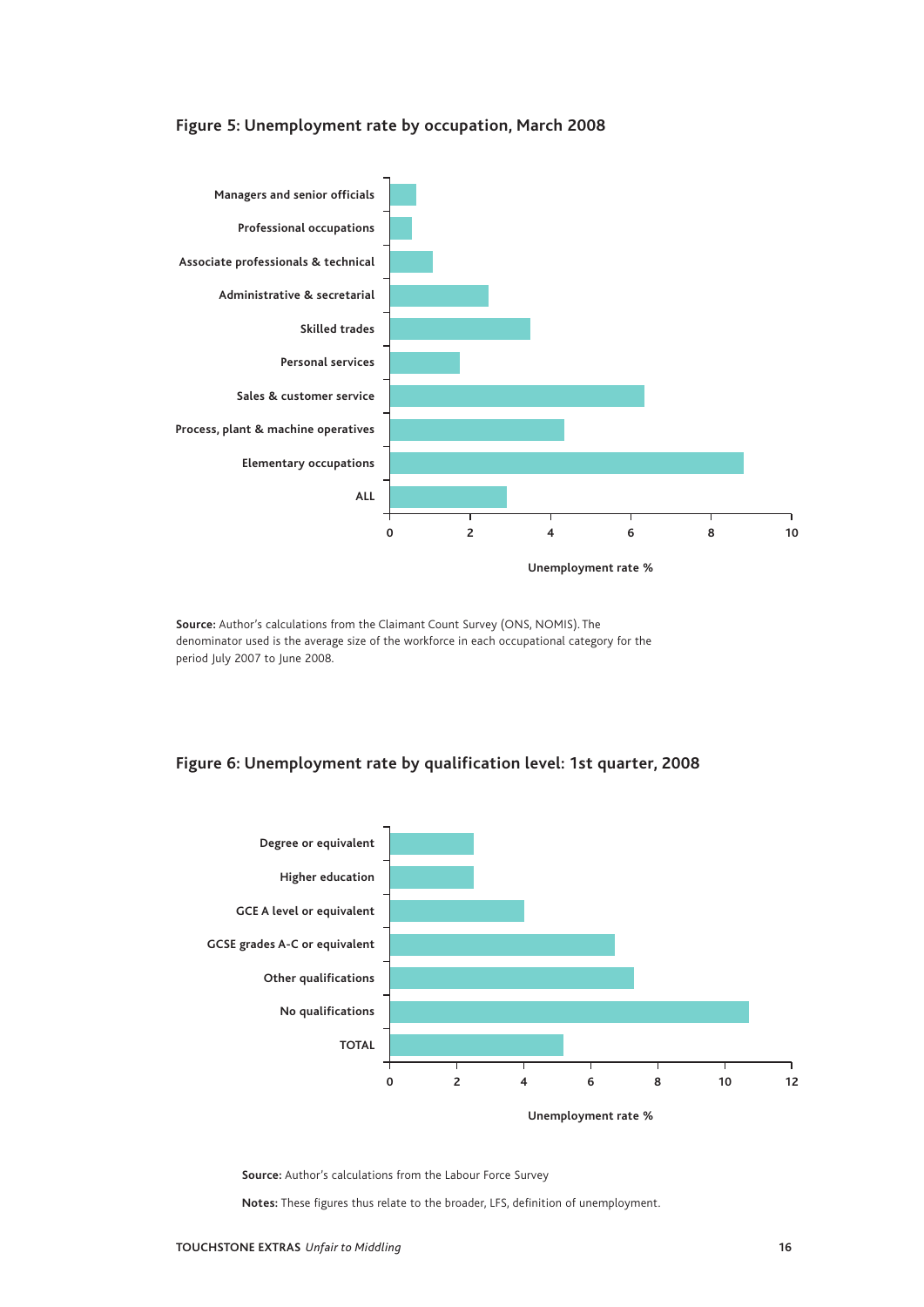### Figure 5: Unemployment rate by occupation, March 2008

Managers and senior officials

Professional occupations

Associate professionals & technical

Administrative & secretarial

Skilled trades

Personal services

Sales & customer service

Process, plant & machine operatives

Elementary occupations

ALL

0 2 4 6 8 10

Unemployment rate %

**Source:** Author's calculations from the Claimant Count Survey (ONS, NOMIS). The denominator used is the average size of the workforce in each occupational category for the period July 2007 to June 2008.

### Figure 6: Unemployment rate by qualification level: 1st quarter, 2008

Degree or equivalent

Higher education

GCE A level or equivalent

GCSE grades A-C or equivalent

Other qualifications

No qualifications

TOTAL

0 2 4 6 8 10 12

Unemployment rate %

**Source:** Author's calculations from the Labour Force Survey

**Notes:** These figures thus relate to the broader, LFS, definition of unemployment.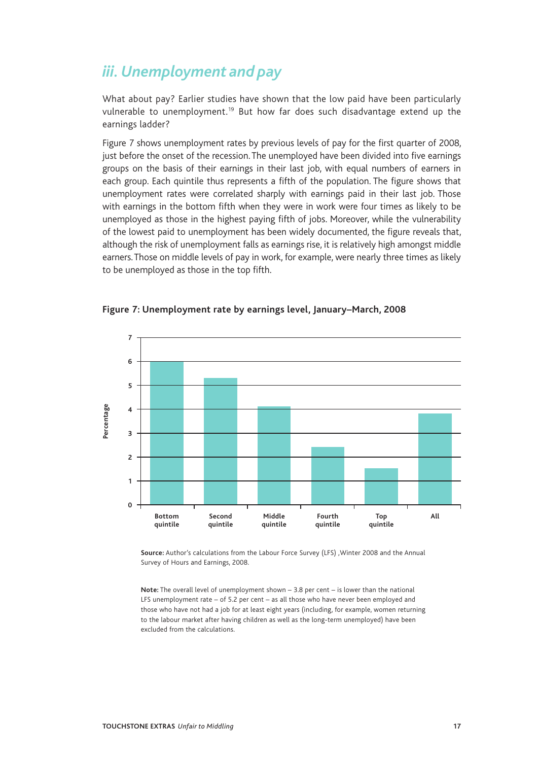## iii. Unemployment and pay

What about pay? Earlier studies have shown that the low paid have been particularly vulnerable to unemployment.[19] But how far does such disadvantage extend up the earnings ladder?

Figure 7 shows unemployment rates by previous levels of pay for the first quarter of 2008, just before the onset of the recession. The unemployed have been divided into five earnings groups on the basis of their earnings in their last job, with equal numbers of earners in each group. Each quintile thus represents a fifth of the population. The figure shows that unemployment rates were correlated sharply with earnings paid in their last job. Those with earnings in the bottom fifth when they were in work were four times as likely to be unemployed as those in the highest paying fifth of jobs. Moreover, while the vulnerability of the lowest paid to unemployment has been widely documented, the figure reveals that, although the risk of unemployment falls as earnings rise, it is relatively high amongst middle earners. Those on middle levels of pay in work, for example, were nearly three times as likely to be unemployed as those in the top fifth.

**Figure 7: Unemployment rate by earnings level, January–March, 2008**

**Source:** Author's calculations from the Labour Force Survey (LFS) ,Winter 2008 and the Annual Survey of Hours and Earnings, 2008.

**Note:** The overall level of unemployment shown – 3.8 per cent – is lower than the national LFS unemployment rate – of 5.2 per cent – as all those who have never been employed and those who have not had a job for at least eight years (including, for example, women returning to the labour market after having children as well as the long-term unemployed) have been excluded from the calculations.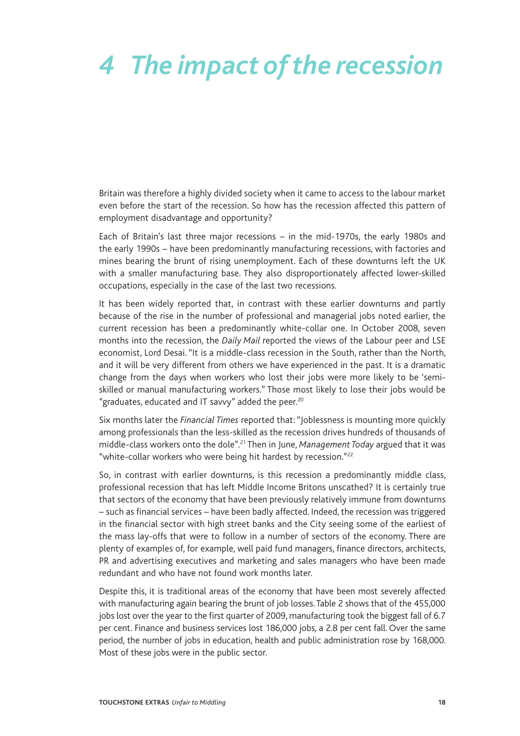# 4 The impact of the recession

Britain was therefore a highly divided society when it came to access to the labour market even before the start of the recession. So how has the recession affected this pattern of employment disadvantage and opportunity?

Each of Britain's last three major recessions – in the mid-1970s, the early 1980s and the early 1990s – have been predominantly manufacturing recessions, with factories and mines bearing the brunt of rising unemployment. Each of these downturns left the UK with a smaller manufacturing base. They also disproportionately affected lower-skilled occupations, especially in the case of the last two recessions.

It has been widely reported that, in contrast with these earlier downturns and partly because of the rise in the number of professional and managerial jobs noted earlier, the current recession has been a predominantly white-collar one. In October 2008, seven months into the recession, the *Daily Mail* reported the views of the Labour peer and LSE economist, Lord Desai. "It is a middle-class recession in the South, rather than the North, and it will be very different from others we have experienced in the past. It is a dramatic change from the days when workers who lost their jobs were more likely to be 'semi-skilled or manual manufacturing workers." Those most likely to lose their jobs would be "graduates, educated and IT savvy" added the peer.[20]

Six months later the *Financial Times* reported that: "Joblessness is mounting more quickly among professionals than the less-skilled as the recession drives hundreds of thousands of middle-class workers onto the dole".[21] Then in June, *Management Today* argued that it was "white-collar workers who were being hit hardest by recession."[22]

So, in contrast with earlier downturns, is this recession a predominantly middle class, professional recession that has left Middle Income Britons unscathed? It is certainly true that sectors of the economy that have been previously relatively immune from downturns – such as financial services – have been badly affected. Indeed, the recession was triggered in the financial sector with high street banks and the City seeing some of the earliest of the mass lay-offs that were to follow in a number of sectors of the economy. There are plenty of examples of, for example, well paid fund managers, finance directors, architects, PR and advertising executives and marketing and sales managers who have been made redundant and who have not found work months later.

Despite this, it is traditional areas of the economy that have been most severely affected with manufacturing again bearing the brunt of job losses. Table 2 shows that of the 455,000 jobs lost over the year to the first quarter of 2009, manufacturing took the biggest fall of 6.7 per cent. Finance and business services lost 186,000 jobs, a 2.8 per cent fall. Over the same period, the number of jobs in education, health and public administration rose by 168,000. Most of these jobs were in the public sector.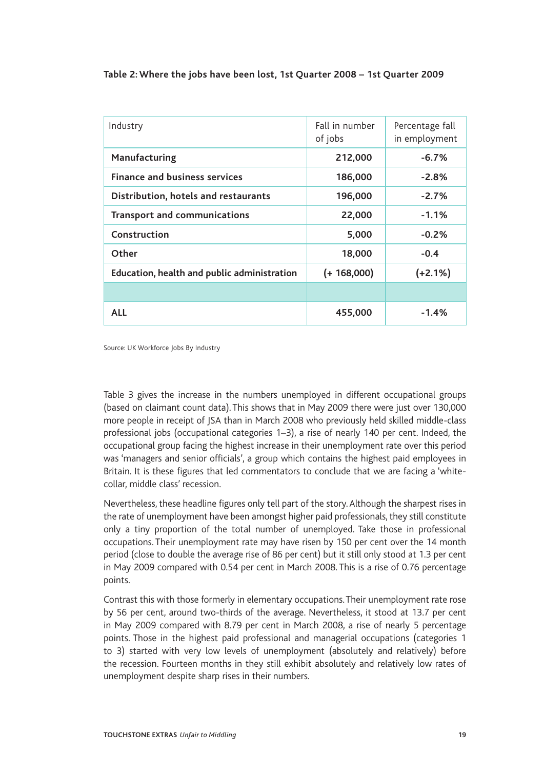**Table 2: Where the jobs have been lost, 1st Quarter 2008 – 1st Quarter 2009**

| Industry | Fall in number of jobs | Percentage fall in employment |
|---|---|---|
| **Manufacturing** | **212,000** | **-6.7%** |
| **Finance and business services** | **186,000** | **-2.8%** |
| **Distribution, hotels and restaurants** | **196,000** | **-2.7%** |
| **Transport and communications** | **22,000** | **-1.1%** |
| **Construction** | **5,000** | **-0.2%** |
| **Other** | **18,000** | **-0.4** |
| **Education, health and public administration** | **(+ 168,000)** | **(+2.1%)** |
| | | |
| **ALL** | **455,000** | **-1.4%** |

Source: UK Workforce Jobs By Industry

Table 3 gives the increase in the numbers unemployed in different occupational groups (based on claimant count data). This shows that in May 2009 there were just over 130,000 more people in receipt of JSA than in March 2008 who previously held skilled middle-class professional jobs (occupational categories 1–3), a rise of nearly 140 per cent. Indeed, the occupational group facing the highest increase in their unemployment rate over this period was 'managers and senior officials', a group which contains the highest paid employees in Britain. It is these figures that led commentators to conclude that we are facing a 'white-collar, middle class' recession.

Nevertheless, these headline figures only tell part of the story. Although the sharpest rises in the rate of unemployment have been amongst higher paid professionals, they still constitute only a tiny proportion of the total number of unemployed. Take those in professional occupations. Their unemployment rate may have risen by 150 per cent over the 14 month period (close to double the average rise of 86 per cent) but it still only stood at 1.3 per cent in May 2009 compared with 0.54 per cent in March 2008. This is a rise of 0.76 percentage points.

Contrast this with those formerly in elementary occupations. Their unemployment rate rose by 56 per cent, around two-thirds of the average. Nevertheless, it stood at 13.7 per cent in May 2009 compared with 8.79 per cent in March 2008, a rise of nearly 5 percentage points. Those in the highest paid professional and managerial occupations (categories 1 to 3) started with very low levels of unemployment (absolutely and relatively) before the recession. Fourteen months in they still exhibit absolutely and relatively low rates of unemployment despite sharp rises in their numbers.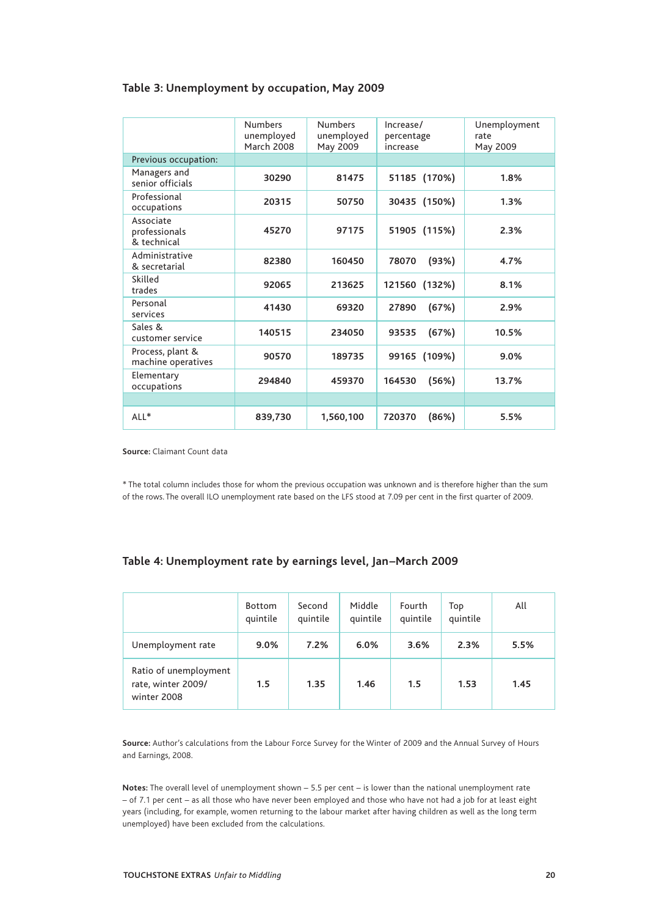### Table 3: Unemployment by occupation, May 2009

| | Numbers unemployed March 2008 | Numbers unemployed May 2009 | Increase/ percentage increase | Unemployment rate May 2009 |
|---|---|---|---|---|
| Previous occupation: | | | | |
| Managers and senior officials | **30290** | **81475** | **51185 (170%)** | **1.8%** |
| Professional occupations | **20315** | **50750** | **30435 (150%)** | **1.3%** |
| Associate professionals & technical | **45270** | **97175** | **51905 (115%)** | **2.3%** |
| Administrative & secretarial | **82380** | **160450** | **78070 (93%)** | **4.7%** |
| Skilled trades | **92065** | **213625** | **121560 (132%)** | **8.1%** |
| Personal services | **41430** | **69320** | **27890 (67%)** | **2.9%** |
| Sales & customer service | **140515** | **234050** | **93535 (67%)** | **10.5%** |
| Process, plant & machine operatives | **90570** | **189735** | **99165 (109%)** | **9.0%** |
| Elementary occupations | **294840** | **459370** | **164530 (56%)** | **13.7%** |
| | | | | |
| ALL* | **839,730** | **1,560,100** | **720370 (86%)** | **5.5%** |

**Source:** Claimant Count data

* The total column includes those for whom the previous occupation was unknown and is therefore higher than the sum of the rows. The overall ILO unemployment rate based on the LFS stood at 7.09 per cent in the first quarter of 2009.

### Table 4: Unemployment rate by earnings level, Jan–March 2009

| | Bottom quintile | Second quintile | Middle quintile | Fourth quintile | Top quintile | All |
|---|---|---|---|---|---|---|
| Unemployment rate | **9.0%** | **7.2%** | **6.0%** | **3.6%** | **2.3%** | **5.5%** |
| Ratio of unemployment rate, winter 2009/ winter 2008 | **1.5** | **1.35** | **1.46** | **1.5** | **1.53** | **1.45** |

**Source:** Author's calculations from the Labour Force Survey for the Winter of 2009 and the Annual Survey of Hours and Earnings, 2008.

**Notes:** The overall level of unemployment shown – 5.5 per cent – is lower than the national unemployment rate – of 7.1 per cent – as all those who have never been employed and those who have not had a job for at least eight years (including, for example, women returning to the labour market after having children as well as the long term unemployed) have been excluded from the calculations.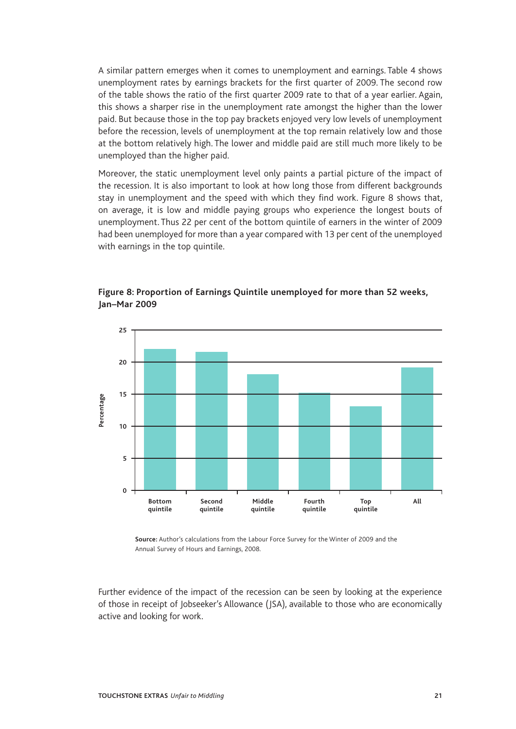A similar pattern emerges when it comes to unemployment and earnings. Table 4 shows unemployment rates by earnings brackets for the first quarter of 2009. The second row of the table shows the ratio of the first quarter 2009 rate to that of a year earlier. Again, this shows a sharper rise in the unemployment rate amongst the higher than the lower paid. But because those in the top pay brackets enjoyed very low levels of unemployment before the recession, levels of unemployment at the top remain relatively low and those at the bottom relatively high. The lower and middle paid are still much more likely to be unemployed than the higher paid.

Moreover, the static unemployment level only paints a partial picture of the impact of the recession. It is also important to look at how long those from different backgrounds stay in unemployment and the speed with which they find work. Figure 8 shows that, on average, it is low and middle paying groups who experience the longest bouts of unemployment. Thus 22 per cent of the bottom quintile of earners in the winter of 2009 had been unemployed for more than a year compared with 13 per cent of the unemployed with earnings in the top quintile.

**Figure 8: Proportion of Earnings Quintile unemployed for more than 52 weeks, Jan–Mar 2009**

**Source:** Author's calculations from the Labour Force Survey for the Winter of 2009 and the Annual Survey of Hours and Earnings, 2008.

Further evidence of the impact of the recession can be seen by looking at the experience of those in receipt of Jobseeker's Allowance (JSA), available to those who are economically active and looking for work.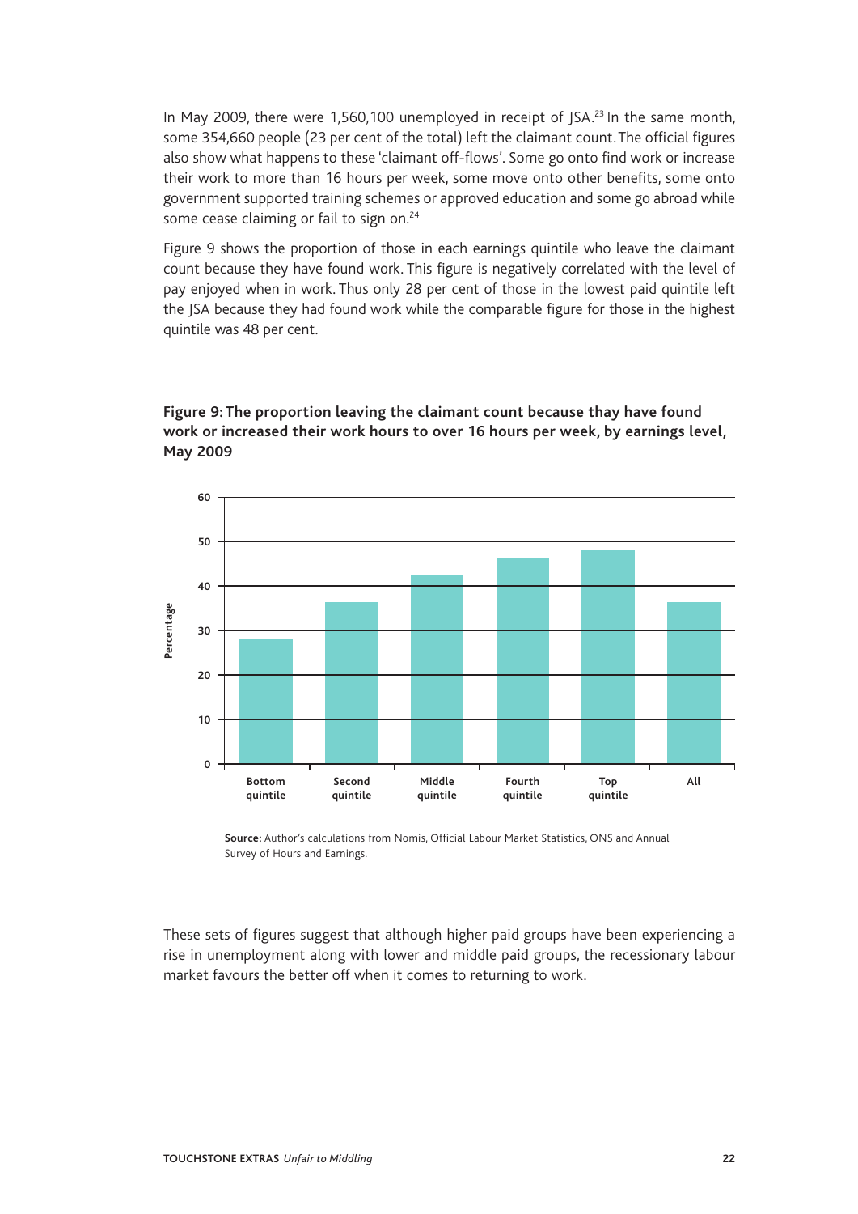In May 2009, there were 1,560,100 unemployed in receipt of JSA.[23] In the same month, some 354,660 people (23 per cent of the total) left the claimant count. The official figures also show what happens to these 'claimant off-flows'. Some go onto find work or increase their work to more than 16 hours per week, some move onto other benefits, some onto government supported training schemes or approved education and some go abroad while some cease claiming or fail to sign on.[24]

Figure 9 shows the proportion of those in each earnings quintile who leave the claimant count because they have found work. This figure is negatively correlated with the level of pay enjoyed when in work. Thus only 28 per cent of those in the lowest paid quintile left the JSA because they had found work while the comparable figure for those in the highest quintile was 48 per cent.

**Figure 9: The proportion leaving the claimant count because thay have found work or increased their work hours to over 16 hours per week, by earnings level, May 2009**

**Source:** Author's calculations from Nomis, Official Labour Market Statistics, ONS and Annual Survey of Hours and Earnings.

These sets of figures suggest that although higher paid groups have been experiencing a rise in unemployment along with lower and middle paid groups, the recessionary labour market favours the better off when it comes to returning to work.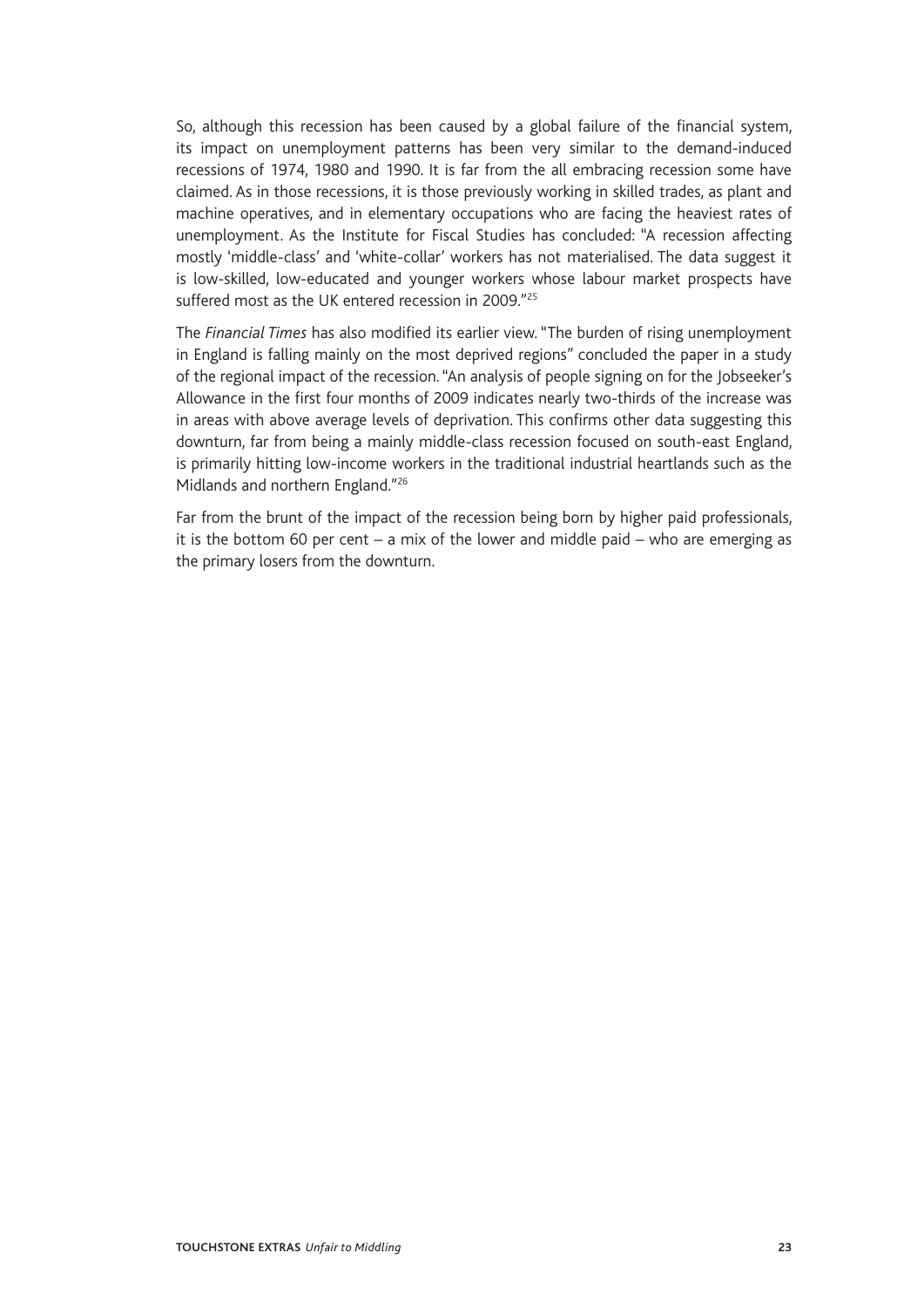So, although this recession has been caused by a global failure of the financial system, its impact on unemployment patterns has been very similar to the demand-induced recessions of 1974, 1980 and 1990. It is far from the all embracing recession some have claimed. As in those recessions, it is those previously working in skilled trades, as plant and machine operatives, and in elementary occupations who are facing the heaviest rates of unemployment. As the Institute for Fiscal Studies has concluded: "A recession affecting mostly 'middle-class' and 'white-collar' workers has not materialised. The data suggest it is low-skilled, low-educated and younger workers whose labour market prospects have suffered most as the UK entered recession in 2009."[25]

The *Financial Times* has also modified its earlier view. "The burden of rising unemployment in England is falling mainly on the most deprived regions" concluded the paper in a study of the regional impact of the recession. "An analysis of people signing on for the Jobseeker's Allowance in the first four months of 2009 indicates nearly two-thirds of the increase was in areas with above average levels of deprivation. This confirms other data suggesting this downturn, far from being a mainly middle-class recession focused on south-east England, is primarily hitting low-income workers in the traditional industrial heartlands such as the Midlands and northern England."[26]

Far from the brunt of the impact of the recession being born by higher paid professionals, it is the bottom 60 per cent – a mix of the lower and middle paid – who are emerging as the primary losers from the downturn.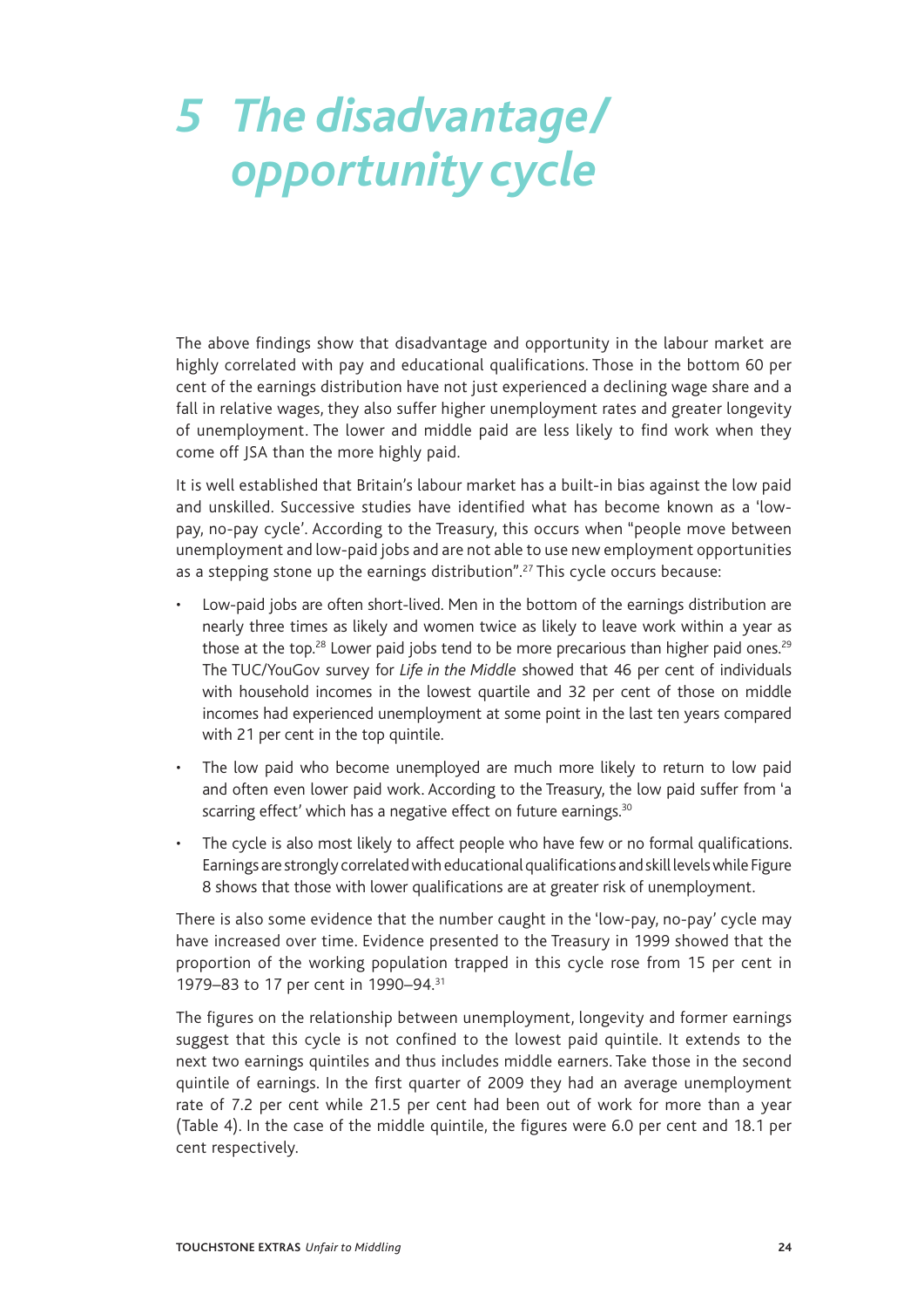# 5 The disadvantage/ opportunity cycle

The above findings show that disadvantage and opportunity in the labour market are highly correlated with pay and educational qualifications. Those in the bottom 60 per cent of the earnings distribution have not just experienced a declining wage share and a fall in relative wages, they also suffer higher unemployment rates and greater longevity of unemployment. The lower and middle paid are less likely to find work when they come off JSA than the more highly paid.

It is well established that Britain's labour market has a built-in bias against the low paid and unskilled. Successive studies have identified what has become known as a 'low-pay, no-pay cycle'. According to the Treasury, this occurs when "people move between unemployment and low-paid jobs and are not able to use new employment opportunities as a stepping stone up the earnings distribution".[27] This cycle occurs because:

- Low-paid jobs are often short-lived. Men in the bottom of the earnings distribution are nearly three times as likely and women twice as likely to leave work within a year as those at the top.[28] Lower paid jobs tend to be more precarious than higher paid ones.[29] The TUC/YouGov survey for *Life in the Middle* showed that 46 per cent of individuals with household incomes in the lowest quartile and 32 per cent of those on middle incomes had experienced unemployment at some point in the last ten years compared with 21 per cent in the top quintile.
- The low paid who become unemployed are much more likely to return to low paid and often even lower paid work. According to the Treasury, the low paid suffer from 'a scarring effect' which has a negative effect on future earnings.[30]
- The cycle is also most likely to affect people who have few or no formal qualifications. Earnings are strongly correlated with educational qualifications and skill levels while Figure 8 shows that those with lower qualifications are at greater risk of unemployment.

There is also some evidence that the number caught in the 'low-pay, no-pay' cycle may have increased over time. Evidence presented to the Treasury in 1999 showed that the proportion of the working population trapped in this cycle rose from 15 per cent in 1979–83 to 17 per cent in 1990–94.[31]

The figures on the relationship between unemployment, longevity and former earnings suggest that this cycle is not confined to the lowest paid quintile. It extends to the next two earnings quintiles and thus includes middle earners. Take those in the second quintile of earnings. In the first quarter of 2009 they had an average unemployment rate of 7.2 per cent while 21.5 per cent had been out of work for more than a year (Table 4). In the case of the middle quintile, the figures were 6.0 per cent and 18.1 per cent respectively.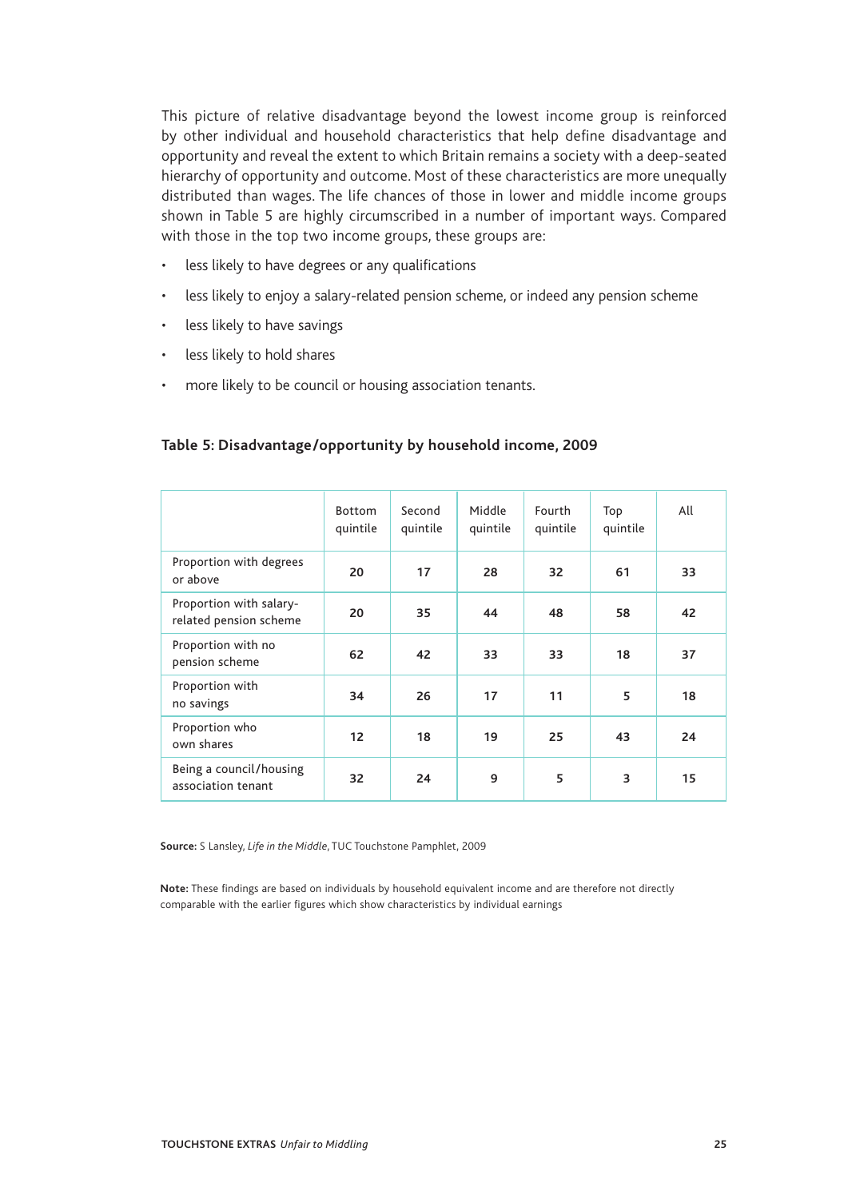This picture of relative disadvantage beyond the lowest income group is reinforced by other individual and household characteristics that help define disadvantage and opportunity and reveal the extent to which Britain remains a society with a deep-seated hierarchy of opportunity and outcome. Most of these characteristics are more unequally distributed than wages. The life chances of those in lower and middle income groups shown in Table 5 are highly circumscribed in a number of important ways. Compared with those in the top two income groups, these groups are:

- less likely to have degrees or any qualifications
- less likely to enjoy a salary-related pension scheme, or indeed any pension scheme
- less likely to have savings
- less likely to hold shares
- more likely to be council or housing association tenants.

**Table 5: Disadvantage/opportunity by household income, 2009**

| | Bottom quintile | Second quintile | Middle quintile | Fourth quintile | Top quintile | All |
|---|---|---|---|---|---|---|
| Proportion with degrees or above | 20 | 17 | 28 | 32 | 61 | 33 |
| Proportion with salary-related pension scheme | 20 | 35 | 44 | 48 | 58 | 42 |
| Proportion with no pension scheme | 62 | 42 | 33 | 33 | 18 | 37 |
| Proportion with no savings | 34 | 26 | 17 | 11 | 5 | 18 |
| Proportion who own shares | 12 | 18 | 19 | 25 | 43 | 24 |
| Being a council/housing association tenant | 32 | 24 | 9 | 5 | 3 | 15 |

**Source:** S Lansley, *Life in the Middle*, TUC Touchstone Pamphlet, 2009

**Note:** These findings are based on individuals by household equivalent income and are therefore not directly comparable with the earlier figures which show characteristics by individual earnings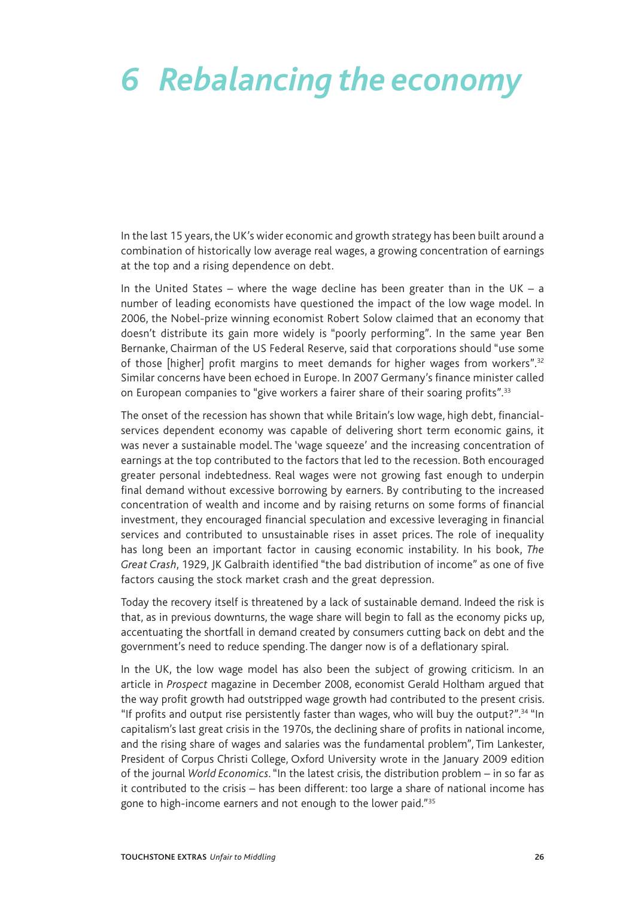# *6 Rebalancing the economy*

In the last 15 years, the UK's wider economic and growth strategy has been built around a combination of historically low average real wages, a growing concentration of earnings at the top and a rising dependence on debt.

In the United States – where the wage decline has been greater than in the UK – a number of leading economists have questioned the impact of the low wage model. In 2006, the Nobel-prize winning economist Robert Solow claimed that an economy that doesn't distribute its gain more widely is "poorly performing". In the same year Ben Bernanke, Chairman of the US Federal Reserve, said that corporations should "use some of those [higher] profit margins to meet demands for higher wages from workers".[32] Similar concerns have been echoed in Europe. In 2007 Germany's finance minister called on European companies to "give workers a fairer share of their soaring profits".[33]

The onset of the recession has shown that while Britain's low wage, high debt, financial-services dependent economy was capable of delivering short term economic gains, it was never a sustainable model. The 'wage squeeze' and the increasing concentration of earnings at the top contributed to the factors that led to the recession. Both encouraged greater personal indebtedness. Real wages were not growing fast enough to underpin final demand without excessive borrowing by earners. By contributing to the increased concentration of wealth and income and by raising returns on some forms of financial investment, they encouraged financial speculation and excessive leveraging in financial services and contributed to unsustainable rises in asset prices. The role of inequality has long been an important factor in causing economic instability. In his book, *The Great Crash*, 1929, JK Galbraith identified "the bad distribution of income" as one of five factors causing the stock market crash and the great depression.

Today the recovery itself is threatened by a lack of sustainable demand. Indeed the risk is that, as in previous downturns, the wage share will begin to fall as the economy picks up, accentuating the shortfall in demand created by consumers cutting back on debt and the government's need to reduce spending. The danger now is of a deflationary spiral.

In the UK, the low wage model has also been the subject of growing criticism. In an article in *Prospect* magazine in December 2008, economist Gerald Holtham argued that the way profit growth had outstripped wage growth had contributed to the present crisis. "If profits and output rise persistently faster than wages, who will buy the output?".[34] "In capitalism's last great crisis in the 1970s, the declining share of profits in national income, and the rising share of wages and salaries was the fundamental problem", Tim Lankester, President of Corpus Christi College, Oxford University wrote in the January 2009 edition of the journal *World Economics*. "In the latest crisis, the distribution problem – in so far as it contributed to the crisis – has been different: too large a share of national income has gone to high-income earners and not enough to the lower paid."[35]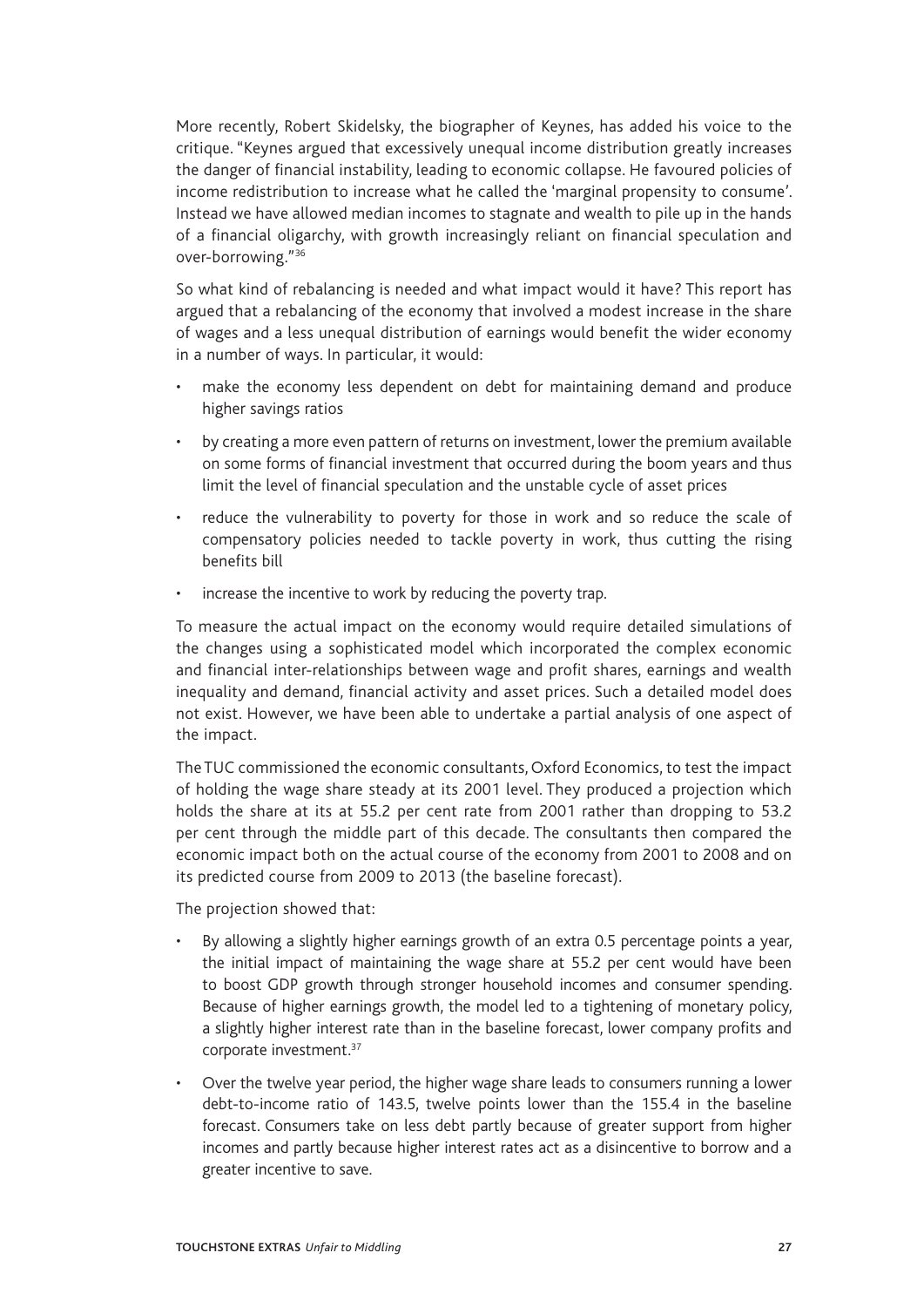More recently, Robert Skidelsky, the biographer of Keynes, has added his voice to the critique. "Keynes argued that excessively unequal income distribution greatly increases the danger of financial instability, leading to economic collapse. He favoured policies of income redistribution to increase what he called the 'marginal propensity to consume'. Instead we have allowed median incomes to stagnate and wealth to pile up in the hands of a financial oligarchy, with growth increasingly reliant on financial speculation and over-borrowing."[36]

So what kind of rebalancing is needed and what impact would it have? This report has argued that a rebalancing of the economy that involved a modest increase in the share of wages and a less unequal distribution of earnings would benefit the wider economy in a number of ways. In particular, it would:

- make the economy less dependent on debt for maintaining demand and produce higher savings ratios
- by creating a more even pattern of returns on investment, lower the premium available on some forms of financial investment that occurred during the boom years and thus limit the level of financial speculation and the unstable cycle of asset prices
- reduce the vulnerability to poverty for those in work and so reduce the scale of compensatory policies needed to tackle poverty in work, thus cutting the rising benefits bill
- increase the incentive to work by reducing the poverty trap.

To measure the actual impact on the economy would require detailed simulations of the changes using a sophisticated model which incorporated the complex economic and financial inter-relationships between wage and profit shares, earnings and wealth inequality and demand, financial activity and asset prices. Such a detailed model does not exist. However, we have been able to undertake a partial analysis of one aspect of the impact.

The TUC commissioned the economic consultants, Oxford Economics, to test the impact of holding the wage share steady at its 2001 level. They produced a projection which holds the share at its at 55.2 per cent rate from 2001 rather than dropping to 53.2 per cent through the middle part of this decade. The consultants then compared the economic impact both on the actual course of the economy from 2001 to 2008 and on its predicted course from 2009 to 2013 (the baseline forecast).

The projection showed that:

- By allowing a slightly higher earnings growth of an extra 0.5 percentage points a year, the initial impact of maintaining the wage share at 55.2 per cent would have been to boost GDP growth through stronger household incomes and consumer spending. Because of higher earnings growth, the model led to a tightening of monetary policy, a slightly higher interest rate than in the baseline forecast, lower company profits and corporate investment.[37]
- Over the twelve year period, the higher wage share leads to consumers running a lower debt-to-income ratio of 143.5, twelve points lower than the 155.4 in the baseline forecast. Consumers take on less debt partly because of greater support from higher incomes and partly because higher interest rates act as a disincentive to borrow and a greater incentive to save.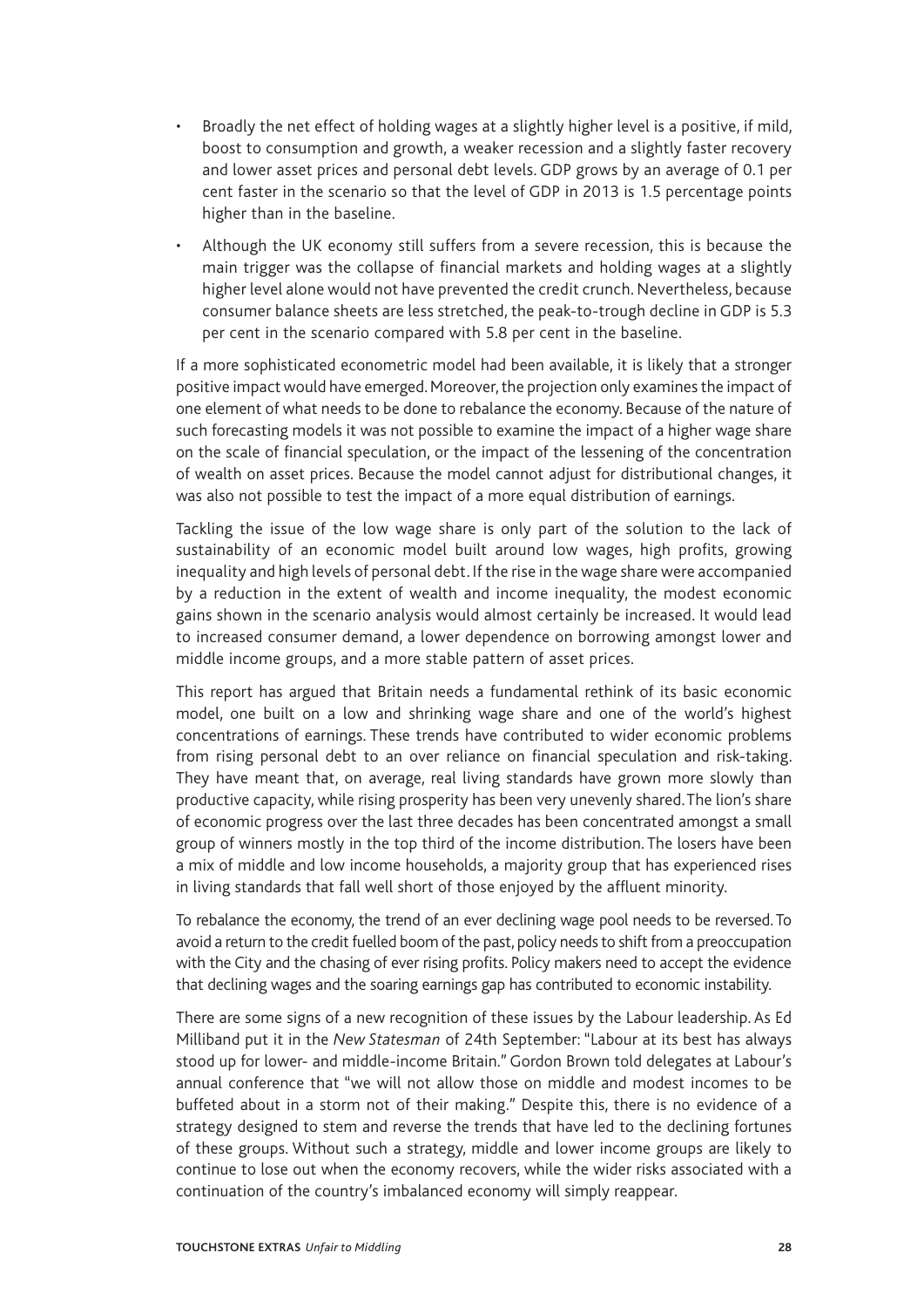- Broadly the net effect of holding wages at a slightly higher level is a positive, if mild, boost to consumption and growth, a weaker recession and a slightly faster recovery and lower asset prices and personal debt levels. GDP grows by an average of 0.1 per cent faster in the scenario so that the level of GDP in 2013 is 1.5 percentage points higher than in the baseline.
- Although the UK economy still suffers from a severe recession, this is because the main trigger was the collapse of financial markets and holding wages at a slightly higher level alone would not have prevented the credit crunch. Nevertheless, because consumer balance sheets are less stretched, the peak-to-trough decline in GDP is 5.3 per cent in the scenario compared with 5.8 per cent in the baseline.

If a more sophisticated econometric model had been available, it is likely that a stronger positive impact would have emerged. Moreover, the projection only examines the impact of one element of what needs to be done to rebalance the economy. Because of the nature of such forecasting models it was not possible to examine the impact of a higher wage share on the scale of financial speculation, or the impact of the lessening of the concentration of wealth on asset prices. Because the model cannot adjust for distributional changes, it was also not possible to test the impact of a more equal distribution of earnings.

Tackling the issue of the low wage share is only part of the solution to the lack of sustainability of an economic model built around low wages, high profits, growing inequality and high levels of personal debt. If the rise in the wage share were accompanied by a reduction in the extent of wealth and income inequality, the modest economic gains shown in the scenario analysis would almost certainly be increased. It would lead to increased consumer demand, a lower dependence on borrowing amongst lower and middle income groups, and a more stable pattern of asset prices.

This report has argued that Britain needs a fundamental rethink of its basic economic model, one built on a low and shrinking wage share and one of the world's highest concentrations of earnings. These trends have contributed to wider economic problems from rising personal debt to an over reliance on financial speculation and risk-taking. They have meant that, on average, real living standards have grown more slowly than productive capacity, while rising prosperity has been very unevenly shared. The lion's share of economic progress over the last three decades has been concentrated amongst a small group of winners mostly in the top third of the income distribution. The losers have been a mix of middle and low income households, a majority group that has experienced rises in living standards that fall well short of those enjoyed by the affluent minority.

To rebalance the economy, the trend of an ever declining wage pool needs to be reversed. To avoid a return to the credit fuelled boom of the past, policy needs to shift from a preoccupation with the City and the chasing of ever rising profits. Policy makers need to accept the evidence that declining wages and the soaring earnings gap has contributed to economic instability.

There are some signs of a new recognition of these issues by the Labour leadership. As Ed Milliband put it in the *New Statesman* of 24th September: "Labour at its best has always stood up for lower- and middle-income Britain." Gordon Brown told delegates at Labour's annual conference that "we will not allow those on middle and modest incomes to be buffeted about in a storm not of their making." Despite this, there is no evidence of a strategy designed to stem and reverse the trends that have led to the declining fortunes of these groups. Without such a strategy, middle and lower income groups are likely to continue to lose out when the economy recovers, while the wider risks associated with a continuation of the country's imbalanced economy will simply reappear.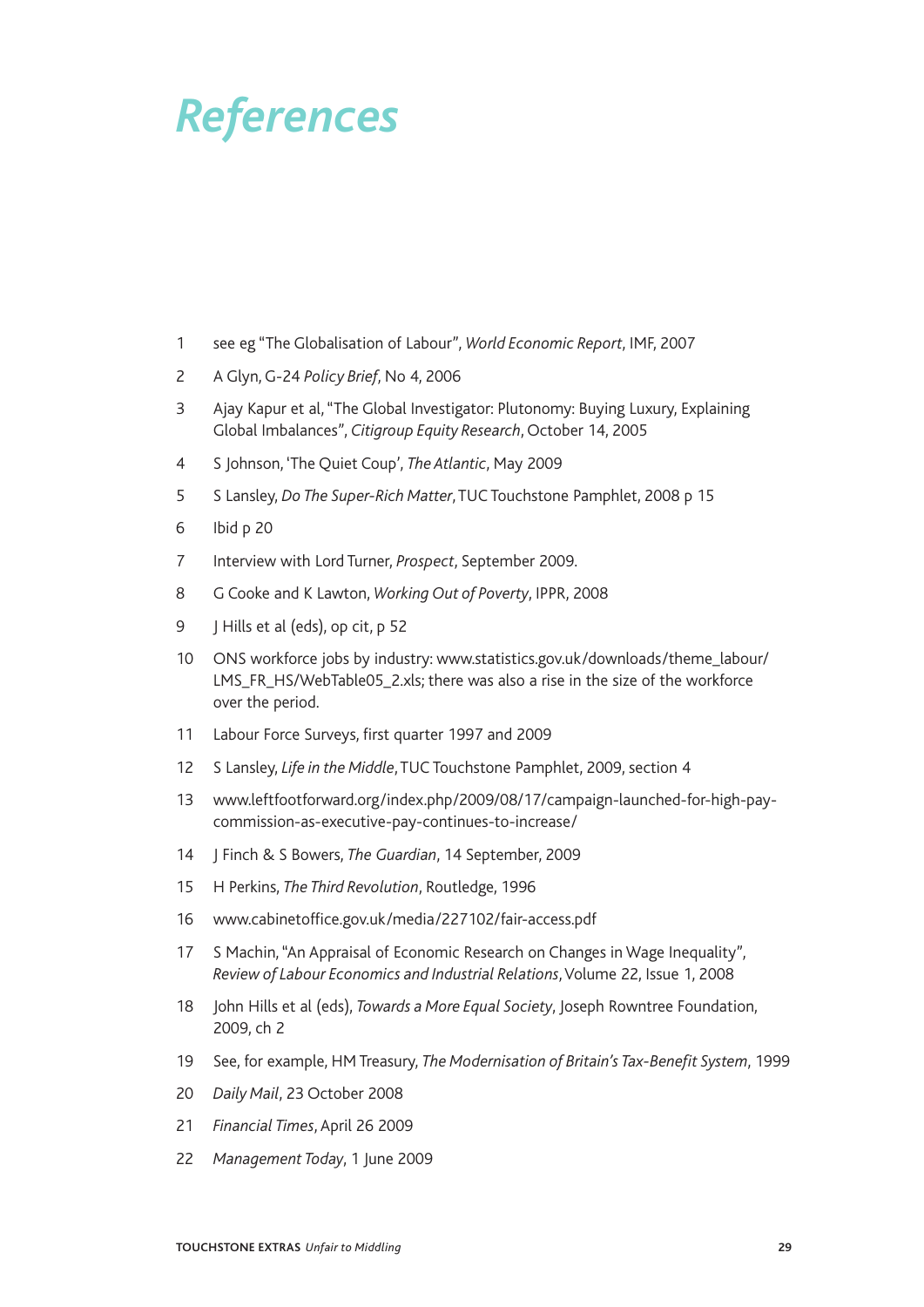# References

1. see eg "The Globalisation of Labour", *World Economic Report*, IMF, 2007
2. A Glyn, G-24 *Policy Brief*, No 4, 2006
3. Ajay Kapur et al, "The Global Investigator: Plutonomy: Buying Luxury, Explaining Global Imbalances", *Citigroup Equity Research*, October 14, 2005
4. S Johnson, 'The Quiet Coup', *The Atlantic*, May 2009
5. S Lansley, *Do The Super-Rich Matter*, TUC Touchstone Pamphlet, 2008 p 15
6. Ibid p 20
7. Interview with Lord Turner, *Prospect*, September 2009.
8. G Cooke and K Lawton, *Working Out of Poverty*, IPPR, 2008
9. J Hills et al (eds), op cit, p 52
10. ONS workforce jobs by industry: www.statistics.gov.uk/downloads/theme_labour/LMS_FR_HS/WebTable05_2.xls; there was also a rise in the size of the workforce over the period.
11. Labour Force Surveys, first quarter 1997 and 2009
12. S Lansley, *Life in the Middle*, TUC Touchstone Pamphlet, 2009, section 4
13. www.leftfootforward.org/index.php/2009/08/17/campaign-launched-for-high-pay-commission-as-executive-pay-continues-to-increase/
14. J Finch & S Bowers, *The Guardian*, 14 September, 2009
15. H Perkins, *The Third Revolution*, Routledge, 1996
16. www.cabinetoffice.gov.uk/media/227102/fair-access.pdf
17. S Machin, "An Appraisal of Economic Research on Changes in Wage Inequality", *Review of Labour Economics and Industrial Relations*, Volume 22, Issue 1, 2008
18. John Hills et al (eds), *Towards a More Equal Society*, Joseph Rowntree Foundation, 2009, ch 2
19. See, for example, HM Treasury, *The Modernisation of Britain's Tax-Benefit System*, 1999
20. *Daily Mail*, 23 October 2008
21. *Financial Times*, April 26 2009
22. *Management Today*, 1 June 2009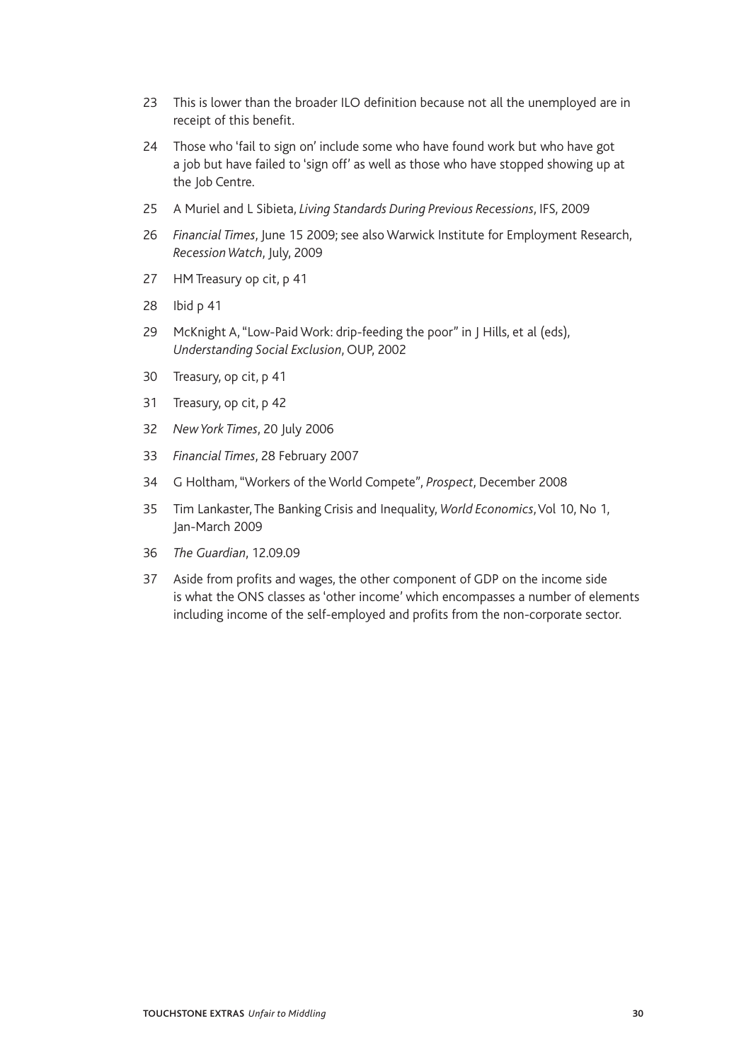23 This is lower than the broader ILO definition because not all the unemployed are in receipt of this benefit.

24 Those who 'fail to sign on' include some who have found work but who have got a job but have failed to 'sign off' as well as those who have stopped showing up at the Job Centre.

25 A Muriel and L Sibieta, *Living Standards During Previous Recessions*, IFS, 2009

26 *Financial Times*, June 15 2009; see also Warwick Institute for Employment Research, *Recession Watch*, July, 2009

27 HM Treasury op cit, p 41

28 Ibid p 41

29 McKnight A, "Low-Paid Work: drip-feeding the poor" in J Hills, et al (eds), *Understanding Social Exclusion*, OUP, 2002

30 Treasury, op cit, p 41

31 Treasury, op cit, p 42

32 *New York Times*, 20 July 2006

33 *Financial Times*, 28 February 2007

34 G Holtham, "Workers of the World Compete", *Prospect*, December 2008

35 Tim Lankaster, The Banking Crisis and Inequality, *World Economics*, Vol 10, No 1, Jan-March 2009

36 *The Guardian*, 12.09.09

37 Aside from profits and wages, the other component of GDP on the income side is what the ONS classes as 'other income' which encompasses a number of elements including income of the self-employed and profits from the non-corporate sector.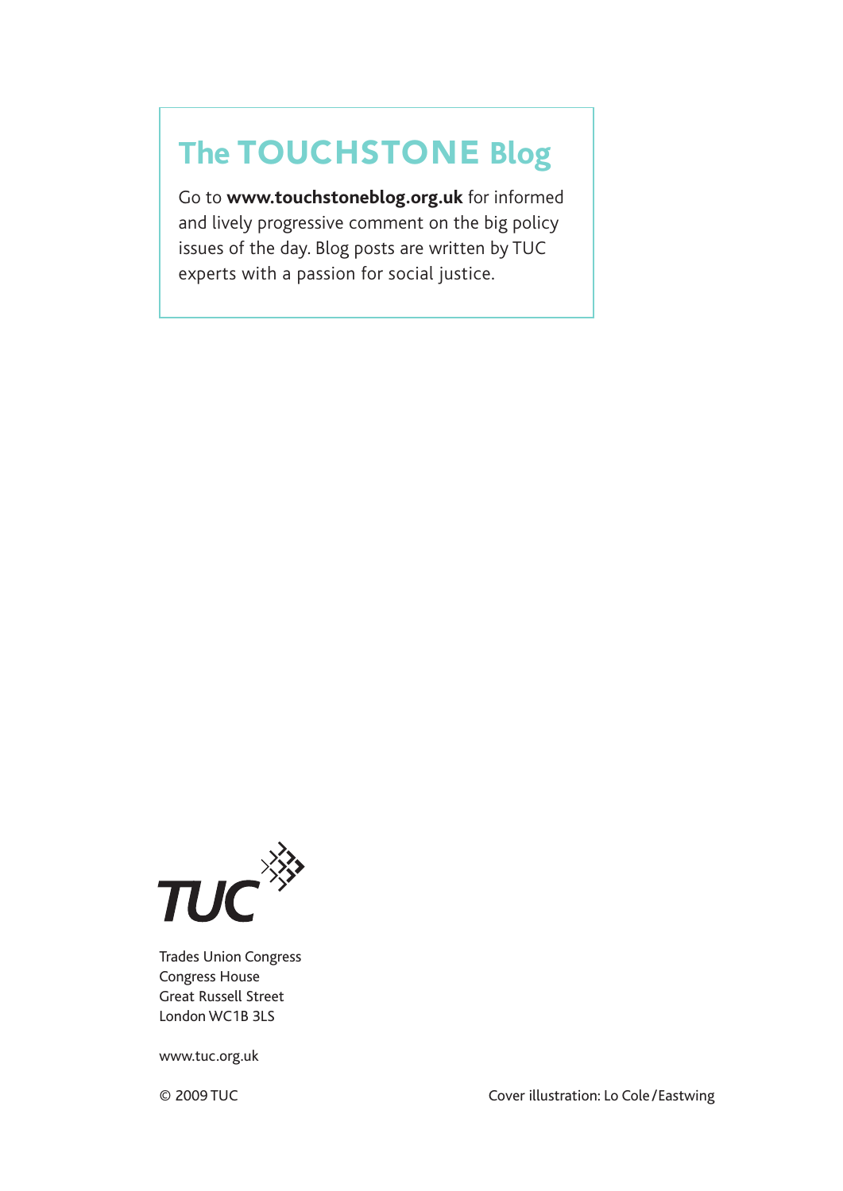## The TOUCHSTONE Blog

Go to **www.touchstoneblog.org.uk** for informed and lively progressive comment on the big policy issues of the day. Blog posts are written by TUC experts with a passion for social justice.

TUC

Trades Union Congress
Congress House
Great Russell Street
London WC1B 3LS

www.tuc.org.uk

© 2009 TUC

Cover illustration: Lo Cole/Eastwing